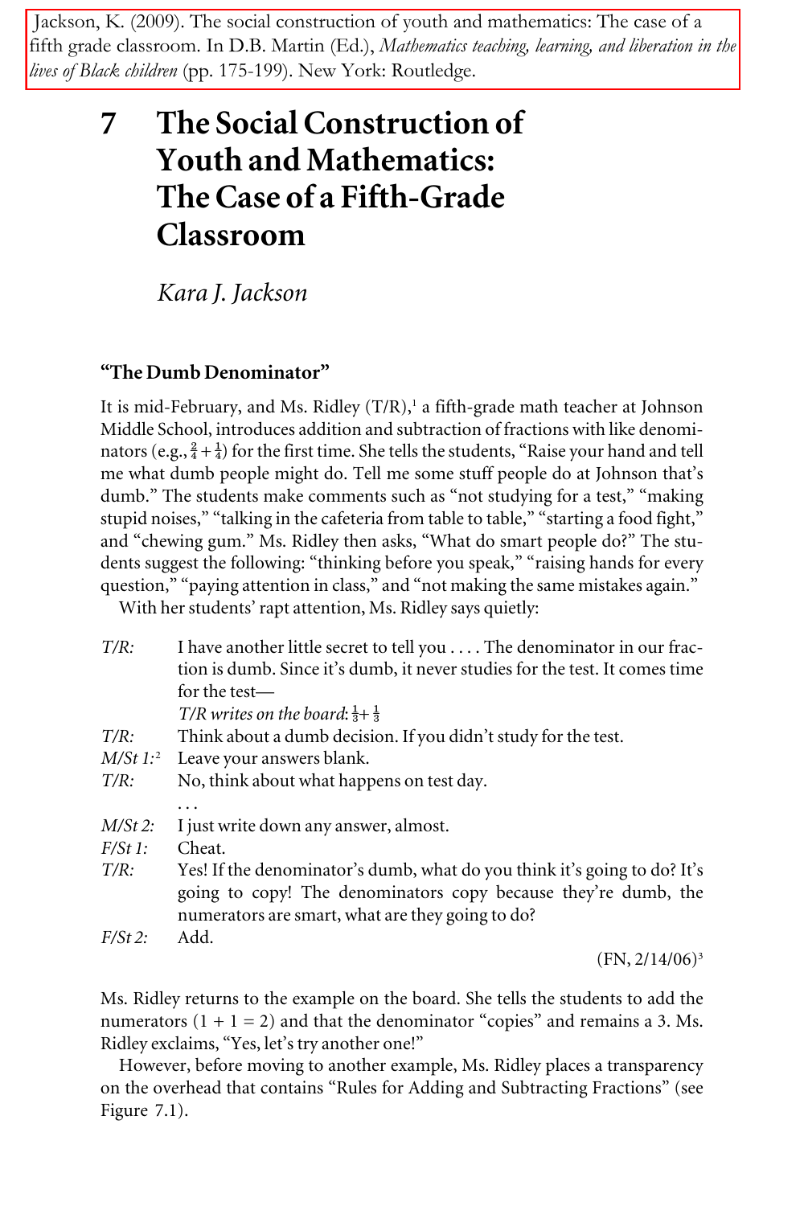Jackson, K. (2009). The social construction of youth and mathematics: The case of a fifth grade classroom. In D.B. Martin (Ed.), *Mathematics teaching, learning, and liberation in the lives of Black children* (pp. 175-199). New York: Routledge.

# 7 The Social Construction of Youth and Mathematics: The Case of a Fifth-Grade Classroom

*Kara J. Jackson*

## "The Dumb Denominator"

It is mid-February, and Ms. Ridley (T/R),[1] a fifth-grade math teacher at Johnson Middle School, introduces addition and subtraction of fractions with like denominators (e.g., $\frac{2}{4} + \frac{1}{4}$) for the first time. She tells the students, "Raise your hand and tell me what dumb people might do. Tell me some stuff people do at Johnson that's dumb." The students make comments such as "not studying for a test," "making stupid noises," "talking in the cafeteria from table to table," "starting a food fight," and "chewing gum." Ms. Ridley then asks, "What do smart people do?" The students suggest the following: "thinking before you speak," "raising hands for every question," "paying attention in class," and "not making the same mistakes again."

With her students' rapt attention, Ms. Ridley says quietly:

*T/R:* I have another little secret to tell you . . . . The denominator in our fraction is dumb. Since it's dumb, it never studies for the test. It comes time for the test—

*T/R writes on the board*: $\frac{1}{3} + \frac{1}{3}$

*T/R:* Think about a dumb decision. If you didn't study for the test.

*M/St 1:*[2] Leave your answers blank.

*T/R:* No, think about what happens on test day.

. . .

*M/St 2:* I just write down any answer, almost.

*F/St 1:* Cheat.

*T/R:* Yes! If the denominator's dumb, what do you think it's going to do? It's going to copy! The denominators copy because they're dumb, the numerators are smart, what are they going to do?

*F/St 2:* Add.

(FN, 2/14/06)[3]

Ms. Ridley returns to the example on the board. She tells the students to add the numerators ($1 + 1 = 2$) and that the denominator "copies" and remains a 3. Ms. Ridley exclaims, "Yes, let's try another one!"

However, before moving to another example, Ms. Ridley places a transparency on the overhead that contains "Rules for Adding and Subtracting Fractions" (see Figure 7.1).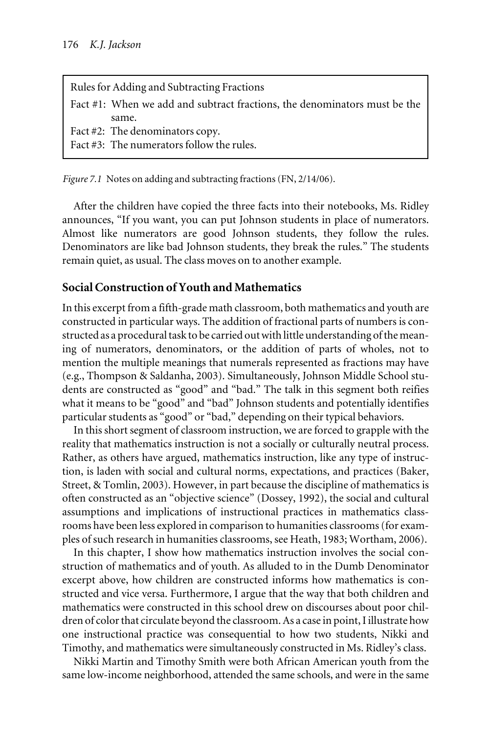> Rules for Adding and Subtracting Fractions
>
> Fact #1: When we add and subtract fractions, the denominators must be the same.
>
> Fact #2: The denominators copy.
>
> Fact #3: The numerators follow the rules.

*Figure 7.1* Notes on adding and subtracting fractions (FN, 2/14/06).

After the children have copied the three facts into their notebooks, Ms. Ridley announces, "If you want, you can put Johnson students in place of numerators. Almost like numerators are good Johnson students, they follow the rules. Denominators are like bad Johnson students, they break the rules." The students remain quiet, as usual. The class moves on to another example.

## Social Construction of Youth and Mathematics

In this excerpt from a fifth-grade math classroom, both mathematics and youth are constructed in particular ways. The addition of fractional parts of numbers is constructed as a procedural task to be carried out with little understanding of the meaning of numerators, denominators, or the addition of parts of wholes, not to mention the multiple meanings that numerals represented as fractions may have (e.g., Thompson & Saldanha, 2003). Simultaneously, Johnson Middle School students are constructed as "good" and "bad." The talk in this segment both reifies what it means to be "good" and "bad" Johnson students and potentially identifies particular students as "good" or "bad," depending on their typical behaviors.

In this short segment of classroom instruction, we are forced to grapple with the reality that mathematics instruction is not a socially or culturally neutral process. Rather, as others have argued, mathematics instruction, like any type of instruction, is laden with social and cultural norms, expectations, and practices (Baker, Street, & Tomlin, 2003). However, in part because the discipline of mathematics is often constructed as an "objective science" (Dossey, 1992), the social and cultural assumptions and implications of instructional practices in mathematics classrooms have been less explored in comparison to humanities classrooms (for examples of such research in humanities classrooms, see Heath, 1983; Wortham, 2006).

In this chapter, I show how mathematics instruction involves the social construction of mathematics and of youth. As alluded to in the Dumb Denominator excerpt above, how children are constructed informs how mathematics is constructed and vice versa. Furthermore, I argue that the way that both children and mathematics were constructed in this school drew on discourses about poor children of color that circulate beyond the classroom. As a case in point, I illustrate how one instructional practice was consequential to how two students, Nikki and Timothy, and mathematics were simultaneously constructed in Ms. Ridley's class.

Nikki Martin and Timothy Smith were both African American youth from the same low-income neighborhood, attended the same schools, and were in the same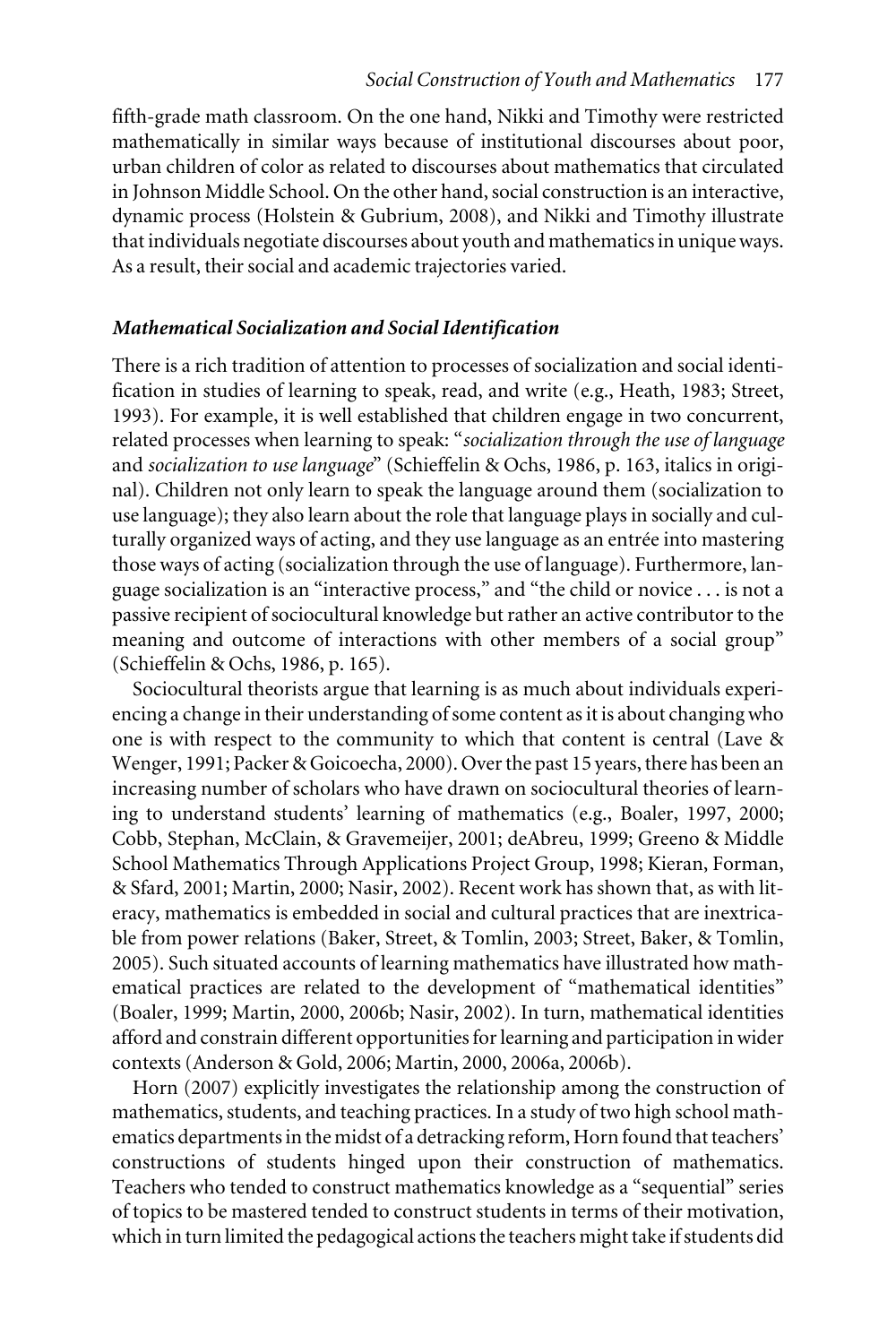fifth-grade math classroom. On the one hand, Nikki and Timothy were restricted mathematically in similar ways because of institutional discourses about poor, urban children of color as related to discourses about mathematics that circulated in Johnson Middle School. On the other hand, social construction is an interactive, dynamic process (Holstein & Gubrium, 2008), and Nikki and Timothy illustrate that individuals negotiate discourses about youth and mathematics in unique ways. As a result, their social and academic trajectories varied.

### *Mathematical Socialization and Social Identification*

There is a rich tradition of attention to processes of socialization and social identification in studies of learning to speak, read, and write (e.g., Heath, 1983; Street, 1993). For example, it is well established that children engage in two concurrent, related processes when learning to speak: "*socialization through the use of language* and *socialization to use language*" (Schieffelin & Ochs, 1986, p. 163, italics in original). Children not only learn to speak the language around them (socialization to use language); they also learn about the role that language plays in socially and culturally organized ways of acting, and they use language as an entrée into mastering those ways of acting (socialization through the use of language). Furthermore, language socialization is an "interactive process," and "the child or novice . . . is not a passive recipient of sociocultural knowledge but rather an active contributor to the meaning and outcome of interactions with other members of a social group" (Schieffelin & Ochs, 1986, p. 165).

Sociocultural theorists argue that learning is as much about individuals experiencing a change in their understanding of some content as it is about changing who one is with respect to the community to which that content is central (Lave & Wenger, 1991; Packer & Goicoecha, 2000). Over the past 15 years, there has been an increasing number of scholars who have drawn on sociocultural theories of learning to understand students' learning of mathematics (e.g., Boaler, 1997, 2000; Cobb, Stephan, McClain, & Gravemeijer, 2001; deAbreu, 1999; Greeno & Middle School Mathematics Through Applications Project Group, 1998; Kieran, Forman, & Sfard, 2001; Martin, 2000; Nasir, 2002). Recent work has shown that, as with literacy, mathematics is embedded in social and cultural practices that are inextricable from power relations (Baker, Street, & Tomlin, 2003; Street, Baker, & Tomlin, 2005). Such situated accounts of learning mathematics have illustrated how mathematical practices are related to the development of "mathematical identities" (Boaler, 1999; Martin, 2000, 2006b; Nasir, 2002). In turn, mathematical identities afford and constrain different opportunities for learning and participation in wider contexts (Anderson & Gold, 2006; Martin, 2000, 2006a, 2006b).

Horn (2007) explicitly investigates the relationship among the construction of mathematics, students, and teaching practices. In a study of two high school mathematics departments in the midst of a detracking reform, Horn found that teachers' constructions of students hinged upon their construction of mathematics. Teachers who tended to construct mathematics knowledge as a "sequential" series of topics to be mastered tended to construct students in terms of their motivation, which in turn limited the pedagogical actions the teachers might take if students did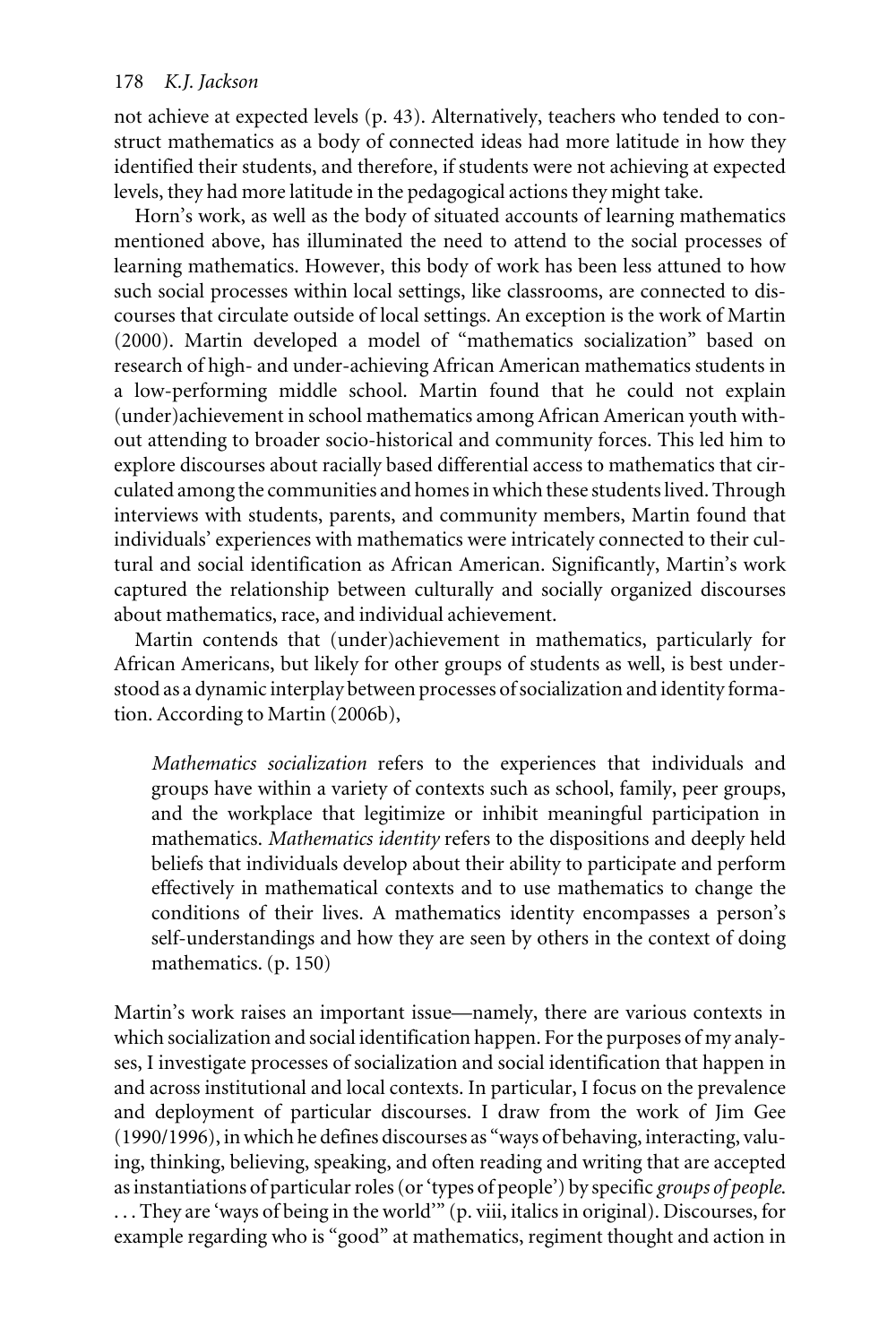not achieve at expected levels (p. 43). Alternatively, teachers who tended to construct mathematics as a body of connected ideas had more latitude in how they identified their students, and therefore, if students were not achieving at expected levels, they had more latitude in the pedagogical actions they might take.

Horn's work, as well as the body of situated accounts of learning mathematics mentioned above, has illuminated the need to attend to the social processes of learning mathematics. However, this body of work has been less attuned to how such social processes within local settings, like classrooms, are connected to discourses that circulate outside of local settings. An exception is the work of Martin (2000). Martin developed a model of "mathematics socialization" based on research of high- and under-achieving African American mathematics students in a low-performing middle school. Martin found that he could not explain (under)achievement in school mathematics among African American youth without attending to broader socio-historical and community forces. This led him to explore discourses about racially based differential access to mathematics that circulated among the communities and homes in which these students lived. Through interviews with students, parents, and community members, Martin found that individuals' experiences with mathematics were intricately connected to their cultural and social identification as African American. Significantly, Martin's work captured the relationship between culturally and socially organized discourses about mathematics, race, and individual achievement.

Martin contends that (under)achievement in mathematics, particularly for African Americans, but likely for other groups of students as well, is best understood as a dynamic interplay between processes of socialization and identity formation. According to Martin (2006b),

> *Mathematics socialization* refers to the experiences that individuals and groups have within a variety of contexts such as school, family, peer groups, and the workplace that legitimize or inhibit meaningful participation in mathematics. *Mathematics identity* refers to the dispositions and deeply held beliefs that individuals develop about their ability to participate and perform effectively in mathematical contexts and to use mathematics to change the conditions of their lives. A mathematics identity encompasses a person's self-understandings and how they are seen by others in the context of doing mathematics. (p. 150)

Martin's work raises an important issue—namely, there are various contexts in which socialization and social identification happen. For the purposes of my analyses, I investigate processes of socialization and social identification that happen in and across institutional and local contexts. In particular, I focus on the prevalence and deployment of particular discourses. I draw from the work of Jim Gee (1990/1996), in which he defines discourses as "ways of behaving, interacting, valuing, thinking, believing, speaking, and often reading and writing that are accepted as instantiations of particular roles (or 'types of people') by specific *groups of people*. . . . They are 'ways of being in the world'" (p. viii, italics in original). Discourses, for example regarding who is "good" at mathematics, regiment thought and action in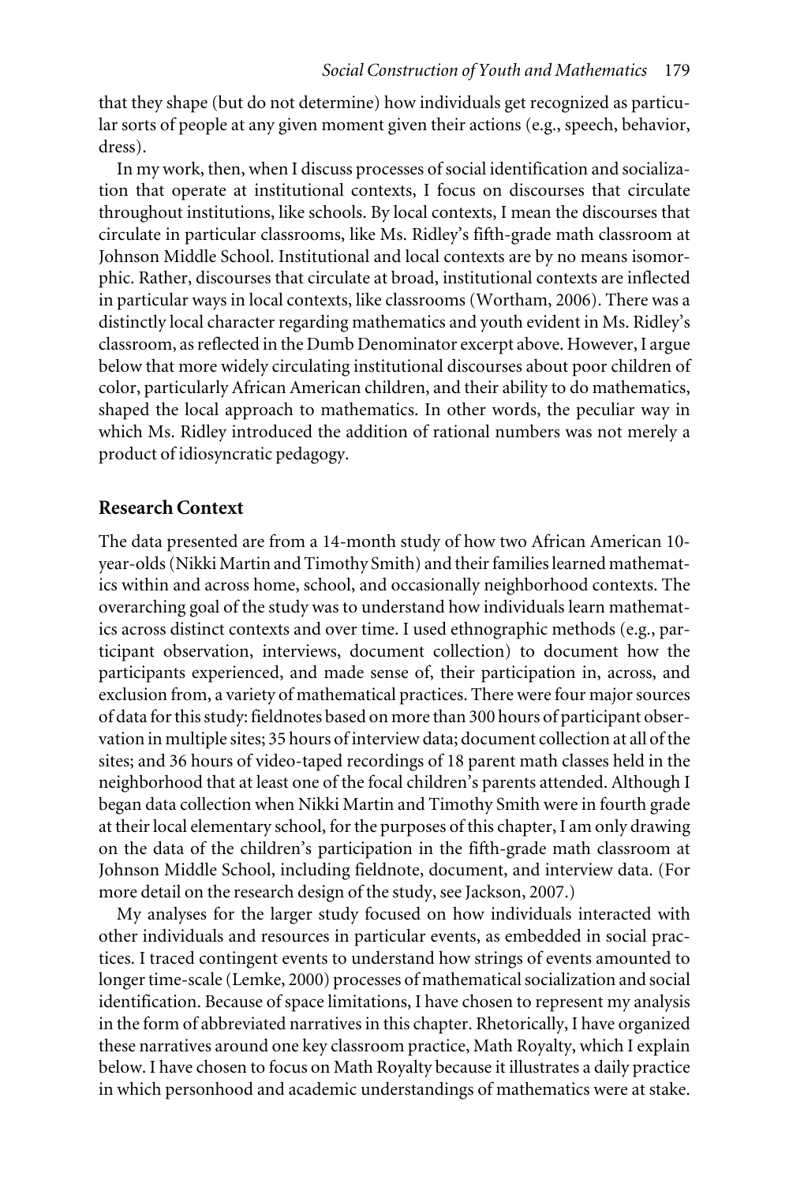that they shape (but do not determine) how individuals get recognized as particular sorts of people at any given moment given their actions (e.g., speech, behavior, dress).

In my work, then, when I discuss processes of social identification and socialization that operate at institutional contexts, I focus on discourses that circulate throughout institutions, like schools. By local contexts, I mean the discourses that circulate in particular classrooms, like Ms. Ridley's fifth-grade math classroom at Johnson Middle School. Institutional and local contexts are by no means isomorphic. Rather, discourses that circulate at broad, institutional contexts are inflected in particular ways in local contexts, like classrooms (Wortham, 2006). There was a distinctly local character regarding mathematics and youth evident in Ms. Ridley's classroom, as reflected in the Dumb Denominator excerpt above. However, I argue below that more widely circulating institutional discourses about poor children of color, particularly African American children, and their ability to do mathematics, shaped the local approach to mathematics. In other words, the peculiar way in which Ms. Ridley introduced the addition of rational numbers was not merely a product of idiosyncratic pedagogy.

## Research Context

The data presented are from a 14-month study of how two African American 10-year-olds (Nikki Martin and Timothy Smith) and their families learned mathematics within and across home, school, and occasionally neighborhood contexts. The overarching goal of the study was to understand how individuals learn mathematics across distinct contexts and over time. I used ethnographic methods (e.g., participant observation, interviews, document collection) to document how the participants experienced, and made sense of, their participation in, across, and exclusion from, a variety of mathematical practices. There were four major sources of data for this study: fieldnotes based on more than 300 hours of participant observation in multiple sites; 35 hours of interview data; document collection at all of the sites; and 36 hours of video-taped recordings of 18 parent math classes held in the neighborhood that at least one of the focal children's parents attended. Although I began data collection when Nikki Martin and Timothy Smith were in fourth grade at their local elementary school, for the purposes of this chapter, I am only drawing on the data of the children's participation in the fifth-grade math classroom at Johnson Middle School, including fieldnote, document, and interview data. (For more detail on the research design of the study, see Jackson, 2007.)

My analyses for the larger study focused on how individuals interacted with other individuals and resources in particular events, as embedded in social practices. I traced contingent events to understand how strings of events amounted to longer time-scale (Lemke, 2000) processes of mathematical socialization and social identification. Because of space limitations, I have chosen to represent my analysis in the form of abbreviated narratives in this chapter. Rhetorically, I have organized these narratives around one key classroom practice, Math Royalty, which I explain below. I have chosen to focus on Math Royalty because it illustrates a daily practice in which personhood and academic understandings of mathematics were at stake.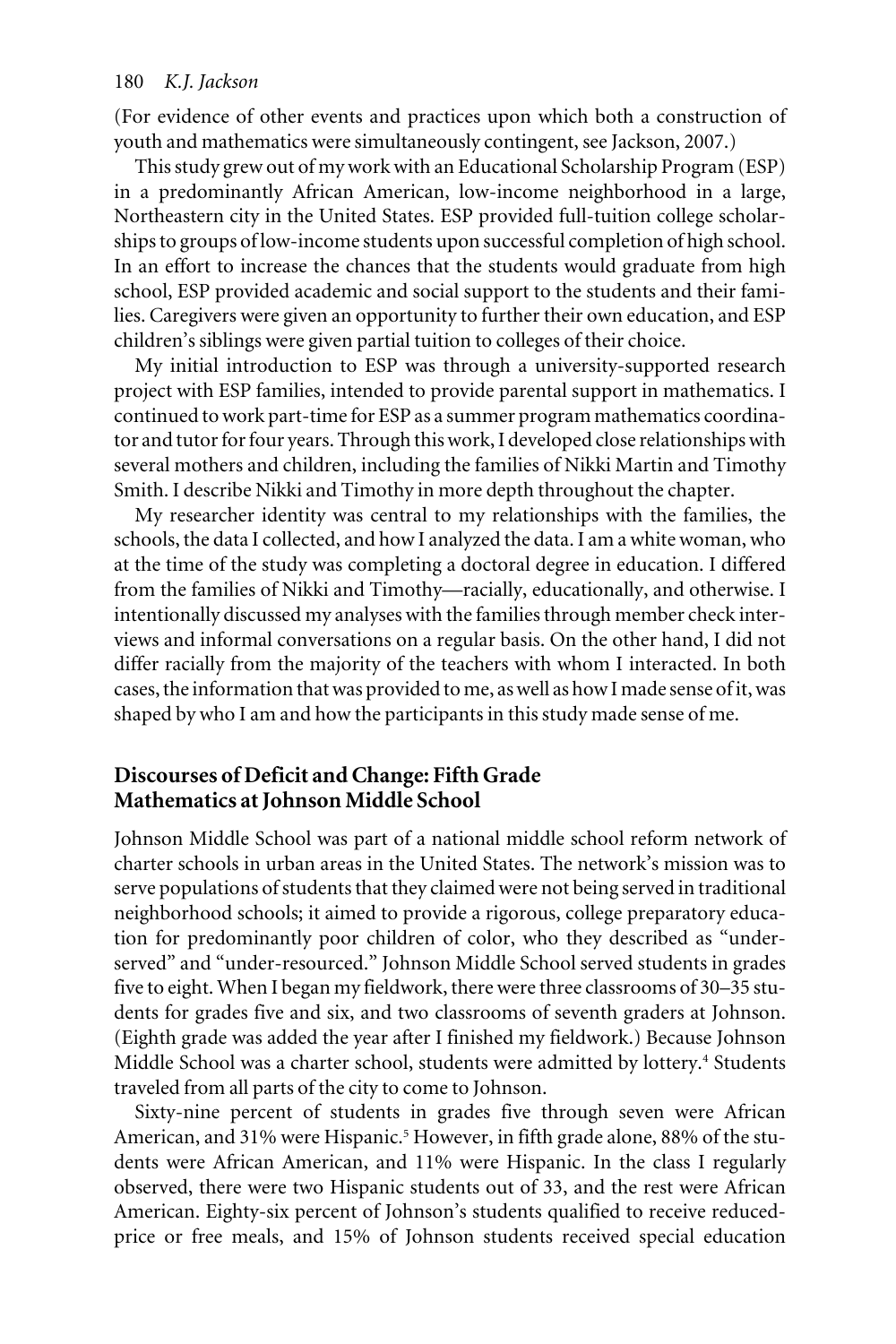(For evidence of other events and practices upon which both a construction of youth and mathematics were simultaneously contingent, see Jackson, 2007.)

This study grew out of my work with an Educational Scholarship Program (ESP) in a predominantly African American, low-income neighborhood in a large, Northeastern city in the United States. ESP provided full-tuition college scholarships to groups of low-income students upon successful completion of high school. In an effort to increase the chances that the students would graduate from high school, ESP provided academic and social support to the students and their families. Caregivers were given an opportunity to further their own education, and ESP children's siblings were given partial tuition to colleges of their choice.

My initial introduction to ESP was through a university-supported research project with ESP families, intended to provide parental support in mathematics. I continued to work part-time for ESP as a summer program mathematics coordinator and tutor for four years. Through this work, I developed close relationships with several mothers and children, including the families of Nikki Martin and Timothy Smith. I describe Nikki and Timothy in more depth throughout the chapter.

My researcher identity was central to my relationships with the families, the schools, the data I collected, and how I analyzed the data. I am a white woman, who at the time of the study was completing a doctoral degree in education. I differed from the families of Nikki and Timothy—racially, educationally, and otherwise. I intentionally discussed my analyses with the families through member check interviews and informal conversations on a regular basis. On the other hand, I did not differ racially from the majority of the teachers with whom I interacted. In both cases, the information that was provided to me, as well as how I made sense of it, was shaped by who I am and how the participants in this study made sense of me.

## Discourses of Deficit and Change: Fifth Grade Mathematics at Johnson Middle School

Johnson Middle School was part of a national middle school reform network of charter schools in urban areas in the United States. The network's mission was to serve populations of students that they claimed were not being served in traditional neighborhood schools; it aimed to provide a rigorous, college preparatory education for predominantly poor children of color, who they described as "under-served" and "under-resourced." Johnson Middle School served students in grades five to eight. When I began my fieldwork, there were three classrooms of 30–35 students for grades five and six, and two classrooms of seventh graders at Johnson. (Eighth grade was added the year after I finished my fieldwork.) Because Johnson Middle School was a charter school, students were admitted by lottery.[4] Students traveled from all parts of the city to come to Johnson.

Sixty-nine percent of students in grades five through seven were African American, and 31% were Hispanic.[5] However, in fifth grade alone, 88% of the students were African American, and 11% were Hispanic. In the class I regularly observed, there were two Hispanic students out of 33, and the rest were African American. Eighty-six percent of Johnson's students qualified to receive reduced-price or free meals, and 15% of Johnson students received special education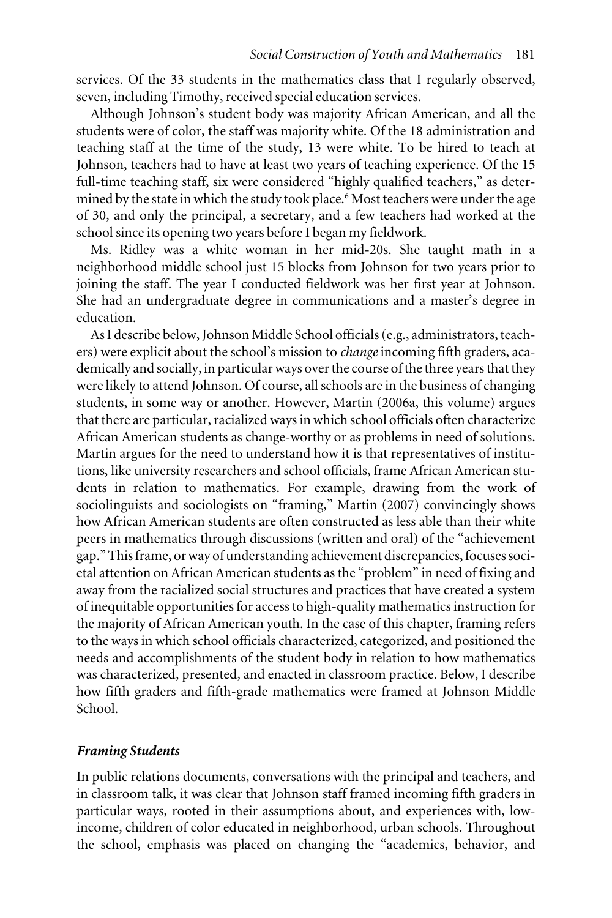services. Of the 33 students in the mathematics class that I regularly observed, seven, including Timothy, received special education services.

Although Johnson's student body was majority African American, and all the students were of color, the staff was majority white. Of the 18 administration and teaching staff at the time of the study, 13 were white. To be hired to teach at Johnson, teachers had to have at least two years of teaching experience. Of the 15 full-time teaching staff, six were considered "highly qualified teachers," as determined by the state in which the study took place.[6] Most teachers were under the age of 30, and only the principal, a secretary, and a few teachers had worked at the school since its opening two years before I began my fieldwork.

Ms. Ridley was a white woman in her mid-20s. She taught math in a neighborhood middle school just 15 blocks from Johnson for two years prior to joining the staff. The year I conducted fieldwork was her first year at Johnson. She had an undergraduate degree in communications and a master's degree in education.

As I describe below, Johnson Middle School officials (e.g., administrators, teachers) were explicit about the school's mission to *change* incoming fifth graders, academically and socially, in particular ways over the course of the three years that they were likely to attend Johnson. Of course, all schools are in the business of changing students, in some way or another. However, Martin (2006a, this volume) argues that there are particular, racialized ways in which school officials often characterize African American students as change-worthy or as problems in need of solutions. Martin argues for the need to understand how it is that representatives of institutions, like university researchers and school officials, frame African American students in relation to mathematics. For example, drawing from the work of sociolinguists and sociologists on "framing," Martin (2007) convincingly shows how African American students are often constructed as less able than their white peers in mathematics through discussions (written and oral) of the "achievement gap." This frame, or way of understanding achievement discrepancies, focuses societal attention on African American students as the "problem" in need of fixing and away from the racialized social structures and practices that have created a system of inequitable opportunities for access to high-quality mathematics instruction for the majority of African American youth. In the case of this chapter, framing refers to the ways in which school officials characterized, categorized, and positioned the needs and accomplishments of the student body in relation to how mathematics was characterized, presented, and enacted in classroom practice. Below, I describe how fifth graders and fifth-grade mathematics were framed at Johnson Middle School.

### *Framing Students*

In public relations documents, conversations with the principal and teachers, and in classroom talk, it was clear that Johnson staff framed incoming fifth graders in particular ways, rooted in their assumptions about, and experiences with, low-income, children of color educated in neighborhood, urban schools. Throughout the school, emphasis was placed on changing the "academics, behavior, and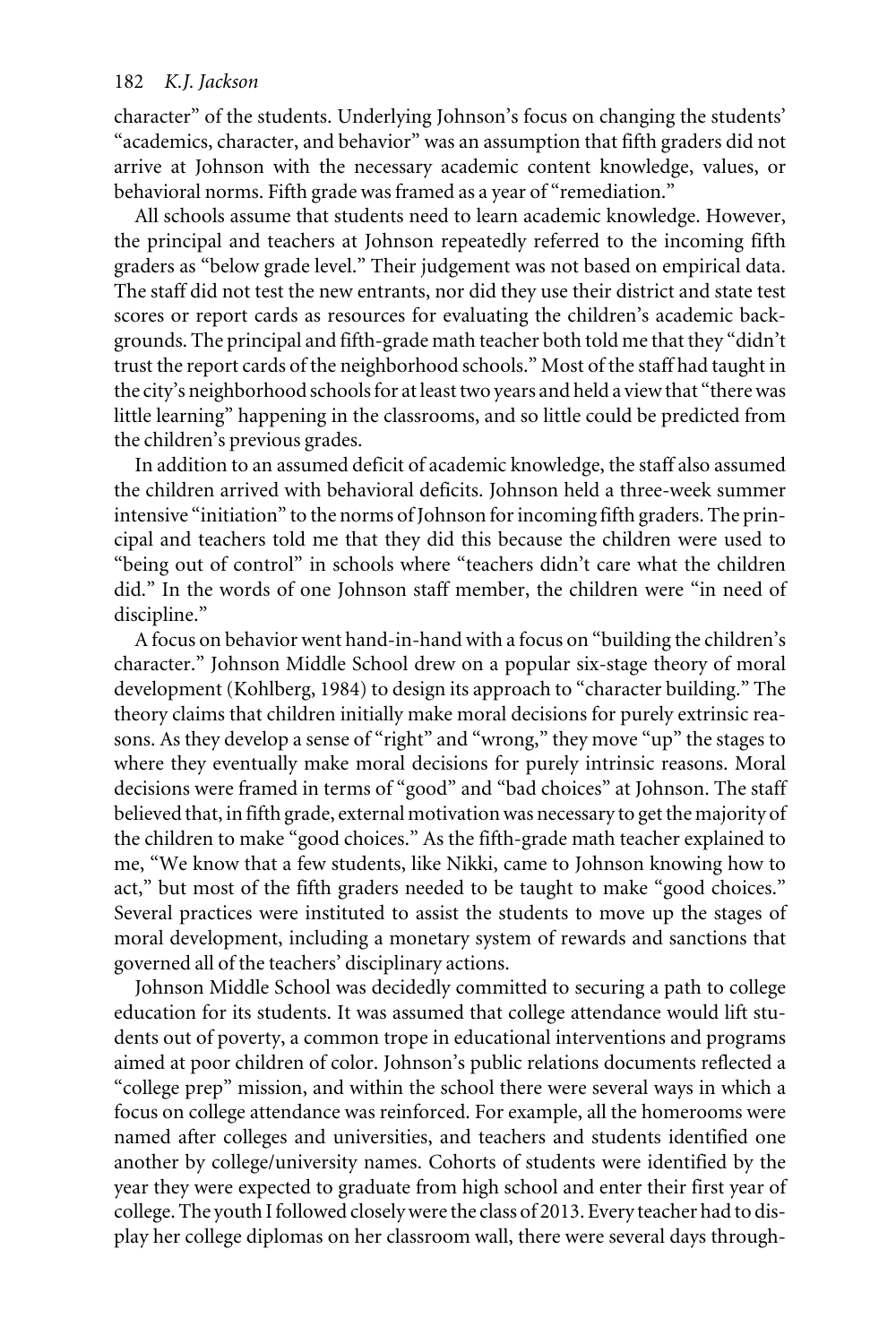character" of the students. Underlying Johnson's focus on changing the students' "academics, character, and behavior" was an assumption that fifth graders did not arrive at Johnson with the necessary academic content knowledge, values, or behavioral norms. Fifth grade was framed as a year of "remediation."

All schools assume that students need to learn academic knowledge. However, the principal and teachers at Johnson repeatedly referred to the incoming fifth graders as "below grade level." Their judgement was not based on empirical data. The staff did not test the new entrants, nor did they use their district and state test scores or report cards as resources for evaluating the children's academic backgrounds. The principal and fifth-grade math teacher both told me that they "didn't trust the report cards of the neighborhood schools." Most of the staff had taught in the city's neighborhood schools for at least two years and held a view that "there was little learning" happening in the classrooms, and so little could be predicted from the children's previous grades.

In addition to an assumed deficit of academic knowledge, the staff also assumed the children arrived with behavioral deficits. Johnson held a three-week summer intensive "initiation" to the norms of Johnson for incoming fifth graders. The principal and teachers told me that they did this because the children were used to "being out of control" in schools where "teachers didn't care what the children did." In the words of one Johnson staff member, the children were "in need of discipline."

A focus on behavior went hand-in-hand with a focus on "building the children's character." Johnson Middle School drew on a popular six-stage theory of moral development (Kohlberg, 1984) to design its approach to "character building." The theory claims that children initially make moral decisions for purely extrinsic reasons. As they develop a sense of "right" and "wrong," they move "up" the stages to where they eventually make moral decisions for purely intrinsic reasons. Moral decisions were framed in terms of "good" and "bad choices" at Johnson. The staff believed that, in fifth grade, external motivation was necessary to get the majority of the children to make "good choices." As the fifth-grade math teacher explained to me, "We know that a few students, like Nikki, came to Johnson knowing how to act," but most of the fifth graders needed to be taught to make "good choices." Several practices were instituted to assist the students to move up the stages of moral development, including a monetary system of rewards and sanctions that governed all of the teachers' disciplinary actions.

Johnson Middle School was decidedly committed to securing a path to college education for its students. It was assumed that college attendance would lift students out of poverty, a common trope in educational interventions and programs aimed at poor children of color. Johnson's public relations documents reflected a "college prep" mission, and within the school there were several ways in which a focus on college attendance was reinforced. For example, all the homerooms were named after colleges and universities, and teachers and students identified one another by college/university names. Cohorts of students were identified by the year they were expected to graduate from high school and enter their first year of college. The youth I followed closely were the class of 2013. Every teacher had to display her college diplomas on her classroom wall, there were several days through-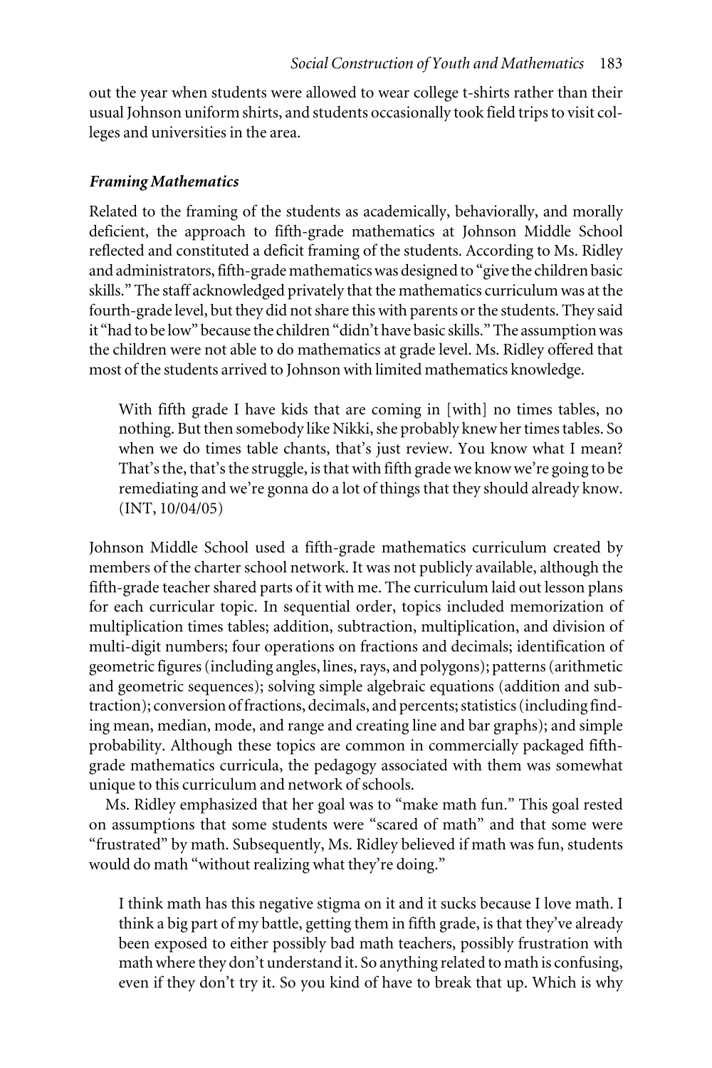out the year when students were allowed to wear college t-shirts rather than their usual Johnson uniform shirts, and students occasionally took field trips to visit colleges and universities in the area.

### *Framing Mathematics*

Related to the framing of the students as academically, behaviorally, and morally deficient, the approach to fifth-grade mathematics at Johnson Middle School reflected and constituted a deficit framing of the students. According to Ms. Ridley and administrators, fifth-grade mathematics was designed to "give the children basic skills." The staff acknowledged privately that the mathematics curriculum was at the fourth-grade level, but they did not share this with parents or the students. They said it "had to be low" because the children "didn't have basic skills." The assumption was the children were not able to do mathematics at grade level. Ms. Ridley offered that most of the students arrived to Johnson with limited mathematics knowledge.

> With fifth grade I have kids that are coming in [with] no times tables, no nothing. But then somebody like Nikki, she probably knew her times tables. So when we do times table chants, that's just review. You know what I mean? That's the, that's the struggle, is that with fifth grade we know we're going to be remediating and we're gonna do a lot of things that they should already know. (INT, 10/04/05)

Johnson Middle School used a fifth-grade mathematics curriculum created by members of the charter school network. It was not publicly available, although the fifth-grade teacher shared parts of it with me. The curriculum laid out lesson plans for each curricular topic. In sequential order, topics included memorization of multiplication times tables; addition, subtraction, multiplication, and division of multi-digit numbers; four operations on fractions and decimals; identification of geometric figures (including angles, lines, rays, and polygons); patterns (arithmetic and geometric sequences); solving simple algebraic equations (addition and subtraction); conversion of fractions, decimals, and percents; statistics (including finding mean, median, mode, and range and creating line and bar graphs); and simple probability. Although these topics are common in commercially packaged fifth-grade mathematics curricula, the pedagogy associated with them was somewhat unique to this curriculum and network of schools.

Ms. Ridley emphasized that her goal was to "make math fun." This goal rested on assumptions that some students were "scared of math" and that some were "frustrated" by math. Subsequently, Ms. Ridley believed if math was fun, students would do math "without realizing what they're doing."

> I think math has this negative stigma on it and it sucks because I love math. I think a big part of my battle, getting them in fifth grade, is that they've already been exposed to either possibly bad math teachers, possibly frustration with math where they don't understand it. So anything related to math is confusing, even if they don't try it. So you kind of have to break that up. Which is why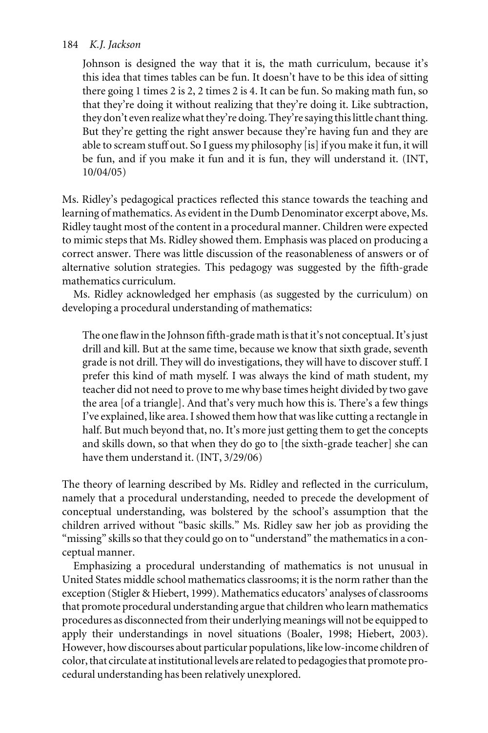> Johnson is designed the way that it is, the math curriculum, because it's this idea that times tables can be fun. It doesn't have to be this idea of sitting there going 1 times 2 is 2, 2 times 2 is 4. It can be fun. So making math fun, so that they're doing it without realizing that they're doing it. Like subtraction, they don't even realize what they're doing. They're saying this little chant thing. But they're getting the right answer because they're having fun and they are able to scream stuff out. So I guess my philosophy [is] if you make it fun, it will be fun, and if you make it fun and it is fun, they will understand it. (INT, 10/04/05)

Ms. Ridley's pedagogical practices reflected this stance towards the teaching and learning of mathematics. As evident in the Dumb Denominator excerpt above, Ms. Ridley taught most of the content in a procedural manner. Children were expected to mimic steps that Ms. Ridley showed them. Emphasis was placed on producing a correct answer. There was little discussion of the reasonableness of answers or of alternative solution strategies. This pedagogy was suggested by the fifth-grade mathematics curriculum.

Ms. Ridley acknowledged her emphasis (as suggested by the curriculum) on developing a procedural understanding of mathematics:

> The one flaw in the Johnson fifth-grade math is that it's not conceptual. It's just drill and kill. But at the same time, because we know that sixth grade, seventh grade is not drill. They will do investigations, they will have to discover stuff. I prefer this kind of math myself. I was always the kind of math student, my teacher did not need to prove to me why base times height divided by two gave the area [of a triangle]. And that's very much how this is. There's a few things I've explained, like area. I showed them how that was like cutting a rectangle in half. But much beyond that, no. It's more just getting them to get the concepts and skills down, so that when they do go to [the sixth-grade teacher] she can have them understand it. (INT, 3/29/06)

The theory of learning described by Ms. Ridley and reflected in the curriculum, namely that a procedural understanding, needed to precede the development of conceptual understanding, was bolstered by the school's assumption that the children arrived without "basic skills." Ms. Ridley saw her job as providing the "missing" skills so that they could go on to "understand" the mathematics in a conceptual manner.

Emphasizing a procedural understanding of mathematics is not unusual in United States middle school mathematics classrooms; it is the norm rather than the exception (Stigler & Hiebert, 1999). Mathematics educators' analyses of classrooms that promote procedural understanding argue that children who learn mathematics procedures as disconnected from their underlying meanings will not be equipped to apply their understandings in novel situations (Boaler, 1998; Hiebert, 2003). However, how discourses about particular populations, like low-income children of color, that circulate at institutional levels are related to pedagogies that promote procedural understanding has been relatively unexplored.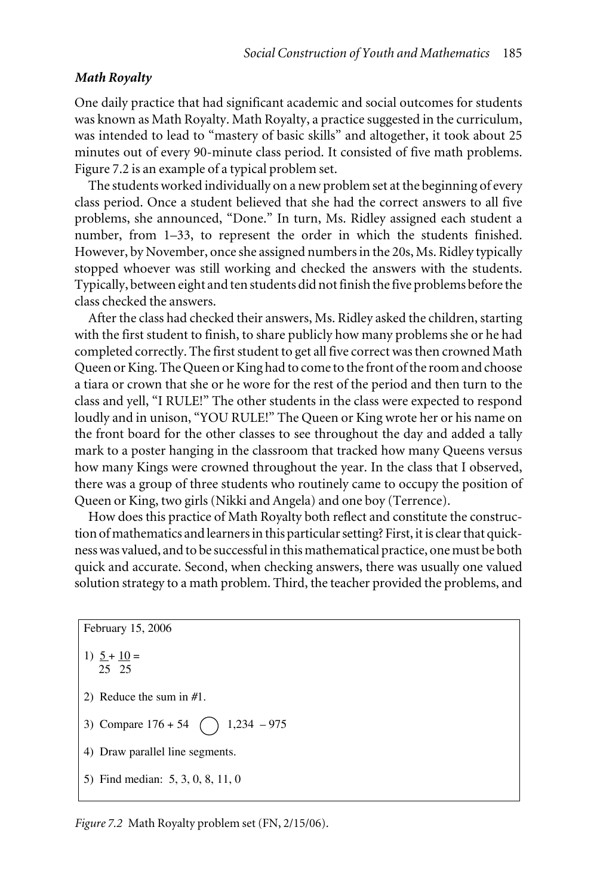### *Math Royalty*

One daily practice that had significant academic and social outcomes for students was known as Math Royalty. Math Royalty, a practice suggested in the curriculum, was intended to lead to "mastery of basic skills" and altogether, it took about 25 minutes out of every 90-minute class period. It consisted of five math problems. Figure 7.2 is an example of a typical problem set.

The students worked individually on a new problem set at the beginning of every class period. Once a student believed that she had the correct answers to all five problems, she announced, "Done." In turn, Ms. Ridley assigned each student a number, from 1–33, to represent the order in which the students finished. However, by November, once she assigned numbers in the 20s, Ms. Ridley typically stopped whoever was still working and checked the answers with the students. Typically, between eight and ten students did not finish the five problems before the class checked the answers.

After the class had checked their answers, Ms. Ridley asked the children, starting with the first student to finish, to share publicly how many problems she or he had completed correctly. The first student to get all five correct was then crowned Math Queen or King. The Queen or King had to come to the front of the room and choose a tiara or crown that she or he wore for the rest of the period and then turn to the class and yell, "I RULE!" The other students in the class were expected to respond loudly and in unison, "YOU RULE!" The Queen or King wrote her or his name on the front board for the other classes to see throughout the day and added a tally mark to a poster hanging in the classroom that tracked how many Queens versus how many Kings were crowned throughout the year. In the class that I observed, there was a group of three students who routinely came to occupy the position of Queen or King, two girls (Nikki and Angela) and one boy (Terrence).

How does this practice of Math Royalty both reflect and constitute the construction of mathematics and learners in this particular setting? First, it is clear that quickness was valued, and to be successful in this mathematical practice, one must be both quick and accurate. Second, when checking answers, there was usually one valued solution strategy to a math problem. Third, the teacher provided the problems, and

February 15, 2006

1) $\frac{5}{25} + \frac{10}{25} =$

2) Reduce the sum in #1.

3) Compare 176 + 54 $\bigcirc$ 1,234 – 975

4) Draw parallel line segments.

5) Find median: 5, 3, 0, 8, 11, 0

*Figure 7.2* Math Royalty problem set (FN, 2/15/06).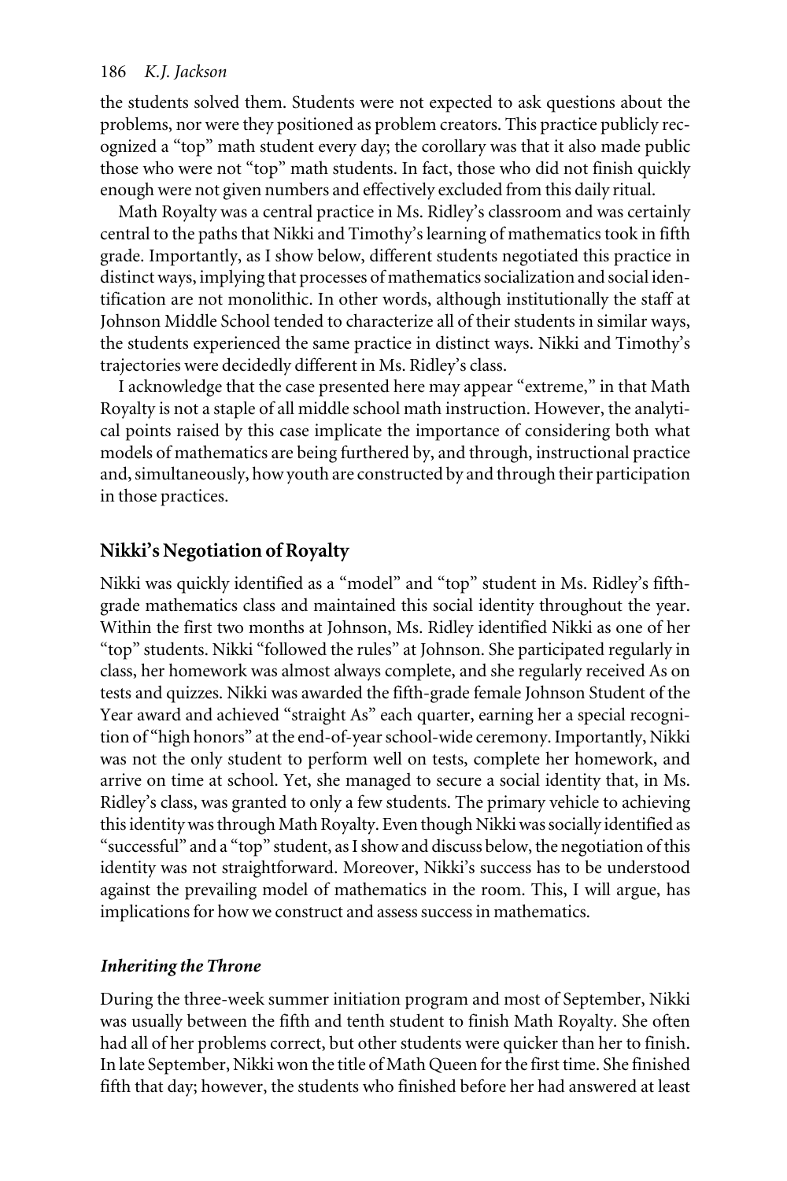the students solved them. Students were not expected to ask questions about the problems, nor were they positioned as problem creators. This practice publicly recognized a "top" math student every day; the corollary was that it also made public those who were not "top" math students. In fact, those who did not finish quickly enough were not given numbers and effectively excluded from this daily ritual.

Math Royalty was a central practice in Ms. Ridley's classroom and was certainly central to the paths that Nikki and Timothy's learning of mathematics took in fifth grade. Importantly, as I show below, different students negotiated this practice in distinct ways, implying that processes of mathematics socialization and social identification are not monolithic. In other words, although institutionally the staff at Johnson Middle School tended to characterize all of their students in similar ways, the students experienced the same practice in distinct ways. Nikki and Timothy's trajectories were decidedly different in Ms. Ridley's class.

I acknowledge that the case presented here may appear "extreme," in that Math Royalty is not a staple of all middle school math instruction. However, the analytical points raised by this case implicate the importance of considering both what models of mathematics are being furthered by, and through, instructional practice and, simultaneously, how youth are constructed by and through their participation in those practices.

## Nikki's Negotiation of Royalty

Nikki was quickly identified as a "model" and "top" student in Ms. Ridley's fifth-grade mathematics class and maintained this social identity throughout the year. Within the first two months at Johnson, Ms. Ridley identified Nikki as one of her "top" students. Nikki "followed the rules" at Johnson. She participated regularly in class, her homework was almost always complete, and she regularly received As on tests and quizzes. Nikki was awarded the fifth-grade female Johnson Student of the Year award and achieved "straight As" each quarter, earning her a special recognition of "high honors" at the end-of-year school-wide ceremony. Importantly, Nikki was not the only student to perform well on tests, complete her homework, and arrive on time at school. Yet, she managed to secure a social identity that, in Ms. Ridley's class, was granted to only a few students. The primary vehicle to achieving this identity was through Math Royalty. Even though Nikki was socially identified as "successful" and a "top" student, as I show and discuss below, the negotiation of this identity was not straightforward. Moreover, Nikki's success has to be understood against the prevailing model of mathematics in the room. This, I will argue, has implications for how we construct and assess success in mathematics.

### *Inheriting the Throne*

During the three-week summer initiation program and most of September, Nikki was usually between the fifth and tenth student to finish Math Royalty. She often had all of her problems correct, but other students were quicker than her to finish. In late September, Nikki won the title of Math Queen for the first time. She finished fifth that day; however, the students who finished before her had answered at least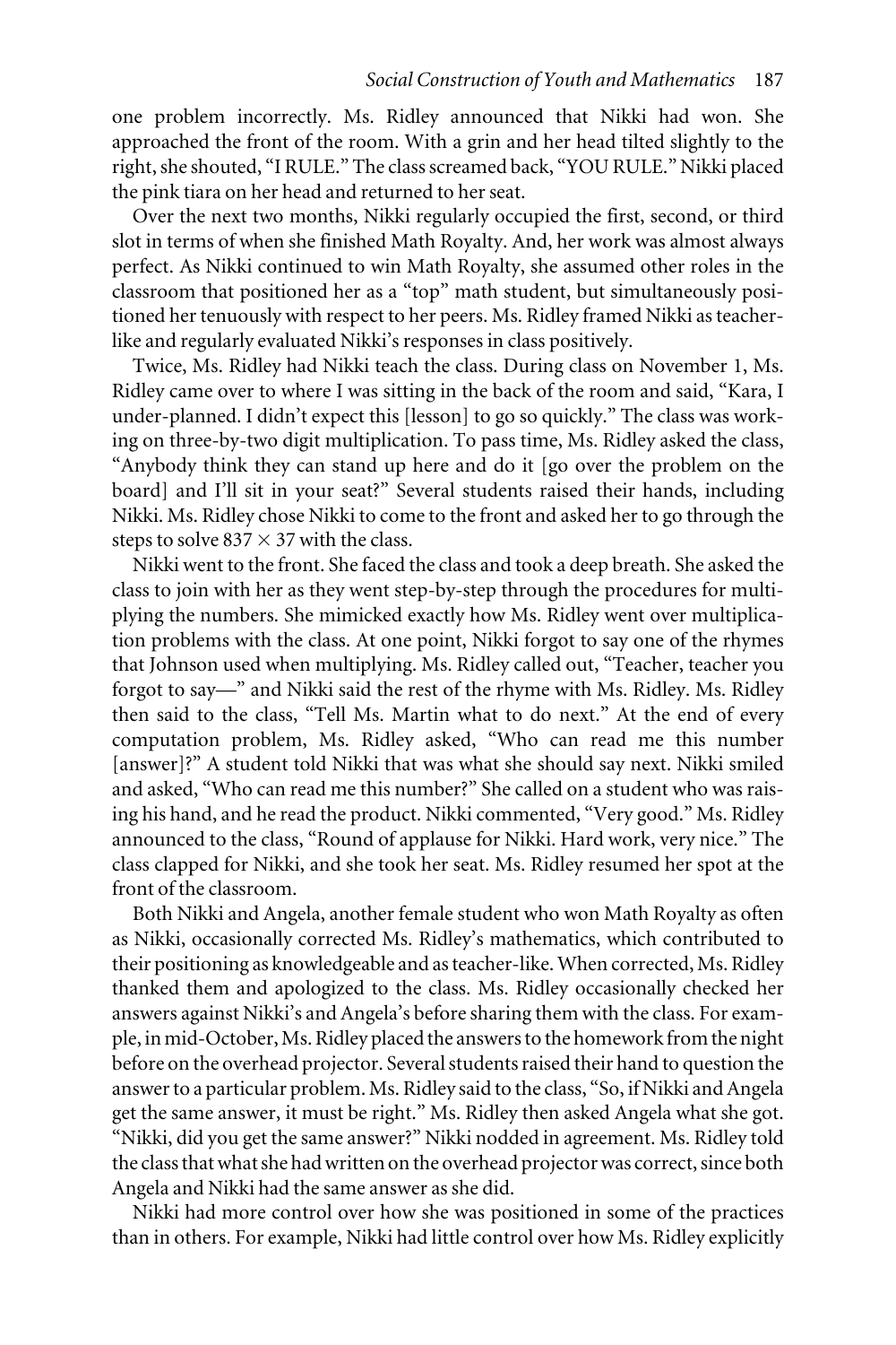one problem incorrectly. Ms. Ridley announced that Nikki had won. She approached the front of the room. With a grin and her head tilted slightly to the right, she shouted, "I RULE." The class screamed back, "YOU RULE." Nikki placed the pink tiara on her head and returned to her seat.

Over the next two months, Nikki regularly occupied the first, second, or third slot in terms of when she finished Math Royalty. And, her work was almost always perfect. As Nikki continued to win Math Royalty, she assumed other roles in the classroom that positioned her as a "top" math student, but simultaneously positioned her tenuously with respect to her peers. Ms. Ridley framed Nikki as teacher-like and regularly evaluated Nikki's responses in class positively.

Twice, Ms. Ridley had Nikki teach the class. During class on November 1, Ms. Ridley came over to where I was sitting in the back of the room and said, "Kara, I under-planned. I didn't expect this [lesson] to go so quickly." The class was working on three-by-two digit multiplication. To pass time, Ms. Ridley asked the class, "Anybody think they can stand up here and do it [go over the problem on the board] and I'll sit in your seat?" Several students raised their hands, including Nikki. Ms. Ridley chose Nikki to come to the front and asked her to go through the steps to solve $837 \times 37$ with the class.

Nikki went to the front. She faced the class and took a deep breath. She asked the class to join with her as they went step-by-step through the procedures for multiplying the numbers. She mimicked exactly how Ms. Ridley went over multiplication problems with the class. At one point, Nikki forgot to say one of the rhymes that Johnson used when multiplying. Ms. Ridley called out, "Teacher, teacher you forgot to say—" and Nikki said the rest of the rhyme with Ms. Ridley. Ms. Ridley then said to the class, "Tell Ms. Martin what to do next." At the end of every computation problem, Ms. Ridley asked, "Who can read me this number [answer]?" A student told Nikki that was what she should say next. Nikki smiled and asked, "Who can read me this number?" She called on a student who was raising his hand, and he read the product. Nikki commented, "Very good." Ms. Ridley announced to the class, "Round of applause for Nikki. Hard work, very nice." The class clapped for Nikki, and she took her seat. Ms. Ridley resumed her spot at the front of the classroom.

Both Nikki and Angela, another female student who won Math Royalty as often as Nikki, occasionally corrected Ms. Ridley's mathematics, which contributed to their positioning as knowledgeable and as teacher-like. When corrected, Ms. Ridley thanked them and apologized to the class. Ms. Ridley occasionally checked her answers against Nikki's and Angela's before sharing them with the class. For example, in mid-October, Ms. Ridley placed the answers to the homework from the night before on the overhead projector. Several students raised their hand to question the answer to a particular problem. Ms. Ridley said to the class, "So, if Nikki and Angela get the same answer, it must be right." Ms. Ridley then asked Angela what she got. "Nikki, did you get the same answer?" Nikki nodded in agreement. Ms. Ridley told the class that what she had written on the overhead projector was correct, since both Angela and Nikki had the same answer as she did.

Nikki had more control over how she was positioned in some of the practices than in others. For example, Nikki had little control over how Ms. Ridley explicitly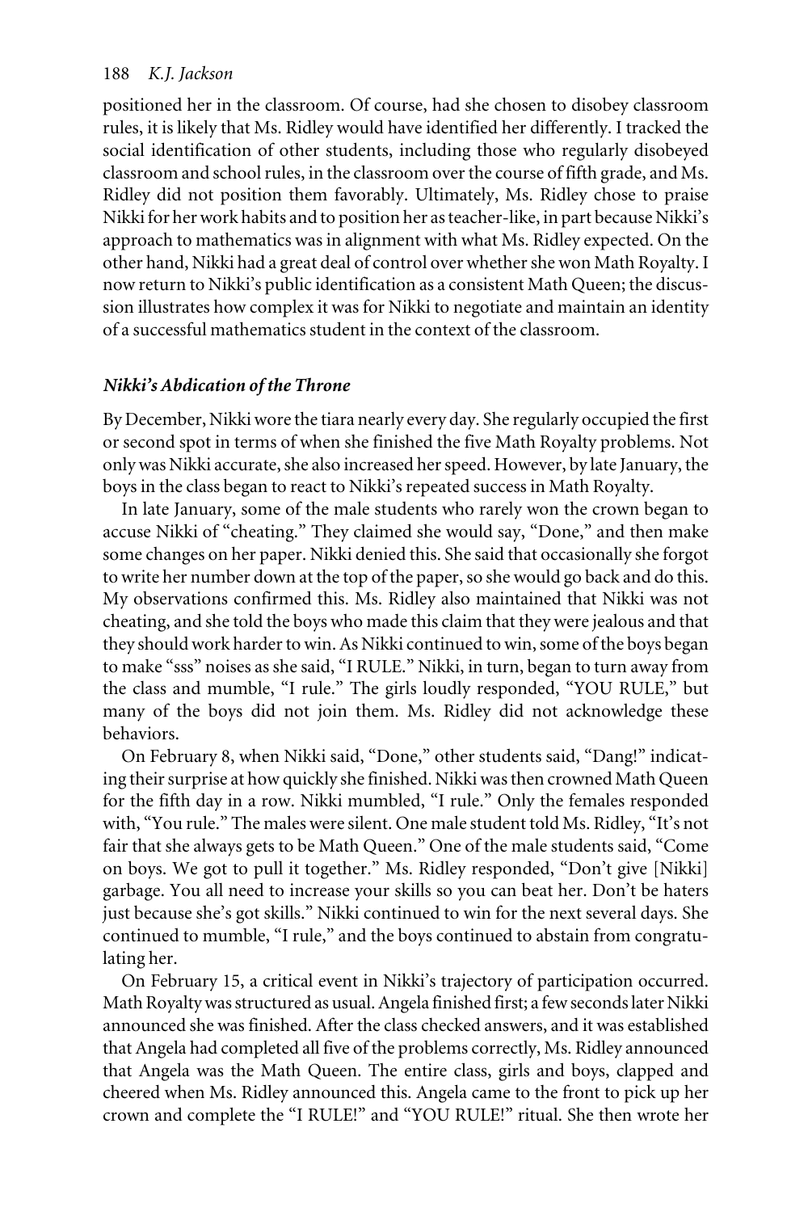positioned her in the classroom. Of course, had she chosen to disobey classroom rules, it is likely that Ms. Ridley would have identified her differently. I tracked the social identification of other students, including those who regularly disobeyed classroom and school rules, in the classroom over the course of fifth grade, and Ms. Ridley did not position them favorably. Ultimately, Ms. Ridley chose to praise Nikki for her work habits and to position her as teacher-like, in part because Nikki's approach to mathematics was in alignment with what Ms. Ridley expected. On the other hand, Nikki had a great deal of control over whether she won Math Royalty. I now return to Nikki's public identification as a consistent Math Queen; the discussion illustrates how complex it was for Nikki to negotiate and maintain an identity of a successful mathematics student in the context of the classroom.

### *Nikki's Abdication of the Throne*

By December, Nikki wore the tiara nearly every day. She regularly occupied the first or second spot in terms of when she finished the five Math Royalty problems. Not only was Nikki accurate, she also increased her speed. However, by late January, the boys in the class began to react to Nikki's repeated success in Math Royalty.

In late January, some of the male students who rarely won the crown began to accuse Nikki of "cheating." They claimed she would say, "Done," and then make some changes on her paper. Nikki denied this. She said that occasionally she forgot to write her number down at the top of the paper, so she would go back and do this. My observations confirmed this. Ms. Ridley also maintained that Nikki was not cheating, and she told the boys who made this claim that they were jealous and that they should work harder to win. As Nikki continued to win, some of the boys began to make "sss" noises as she said, "I RULE." Nikki, in turn, began to turn away from the class and mumble, "I rule." The girls loudly responded, "YOU RULE," but many of the boys did not join them. Ms. Ridley did not acknowledge these behaviors.

On February 8, when Nikki said, "Done," other students said, "Dang!" indicating their surprise at how quickly she finished. Nikki was then crowned Math Queen for the fifth day in a row. Nikki mumbled, "I rule." Only the females responded with, "You rule." The males were silent. One male student told Ms. Ridley, "It's not fair that she always gets to be Math Queen." One of the male students said, "Come on boys. We got to pull it together." Ms. Ridley responded, "Don't give [Nikki] garbage. You all need to increase your skills so you can beat her. Don't be haters just because she's got skills." Nikki continued to win for the next several days. She continued to mumble, "I rule," and the boys continued to abstain from congratulating her.

On February 15, a critical event in Nikki's trajectory of participation occurred. Math Royalty was structured as usual. Angela finished first; a few seconds later Nikki announced she was finished. After the class checked answers, and it was established that Angela had completed all five of the problems correctly, Ms. Ridley announced that Angela was the Math Queen. The entire class, girls and boys, clapped and cheered when Ms. Ridley announced this. Angela came to the front to pick up her crown and complete the "I RULE!" and "YOU RULE!" ritual. She then wrote her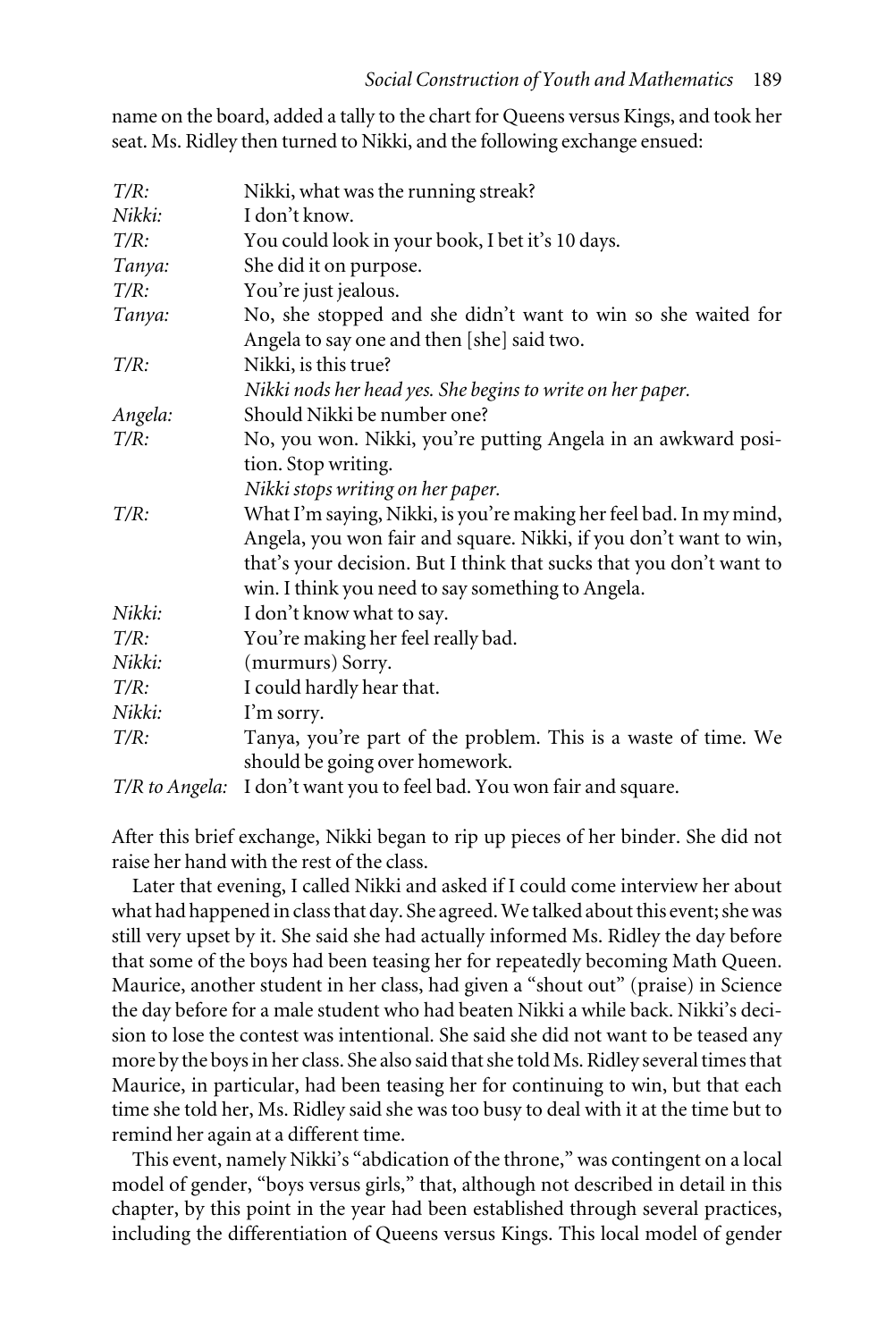name on the board, added a tally to the chart for Queens versus Kings, and took her seat. Ms. Ridley then turned to Nikki, and the following exchange ensued:

*T/R:* Nikki, what was the running streak?
*Nikki:* I don't know.
*T/R:* You could look in your book, I bet it's 10 days.
*Tanya:* She did it on purpose.
*T/R:* You're just jealous.
*Tanya:* No, she stopped and she didn't want to win so she waited for Angela to say one and then [she] said two.
*T/R:* Nikki, is this true?
*Nikki nods her head yes. She begins to write on her paper.*
*Angela:* Should Nikki be number one?
*T/R:* No, you won. Nikki, you're putting Angela in an awkward position. Stop writing.
*Nikki stops writing on her paper.*
*T/R:* What I'm saying, Nikki, is you're making her feel bad. In my mind, Angela, you won fair and square. Nikki, if you don't want to win, that's your decision. But I think that sucks that you don't want to win. I think you need to say something to Angela.
*Nikki:* I don't know what to say.
*T/R:* You're making her feel really bad.
*Nikki:* (murmurs) Sorry.
*T/R:* I could hardly hear that.
*Nikki:* I'm sorry.
*T/R:* Tanya, you're part of the problem. This is a waste of time. We should be going over homework.
*T/R to Angela:* I don't want you to feel bad. You won fair and square.

After this brief exchange, Nikki began to rip up pieces of her binder. She did not raise her hand with the rest of the class.

Later that evening, I called Nikki and asked if I could come interview her about what had happened in class that day. She agreed. We talked about this event; she was still very upset by it. She said she had actually informed Ms. Ridley the day before that some of the boys had been teasing her for repeatedly becoming Math Queen. Maurice, another student in her class, had given a "shout out" (praise) in Science the day before for a male student who had beaten Nikki a while back. Nikki's decision to lose the contest was intentional. She said she did not want to be teased any more by the boys in her class. She also said that she told Ms. Ridley several times that Maurice, in particular, had been teasing her for continuing to win, but that each time she told her, Ms. Ridley said she was too busy to deal with it at the time but to remind her again at a different time.

This event, namely Nikki's "abdication of the throne," was contingent on a local model of gender, "boys versus girls," that, although not described in detail in this chapter, by this point in the year had been established through several practices, including the differentiation of Queens versus Kings. This local model of gender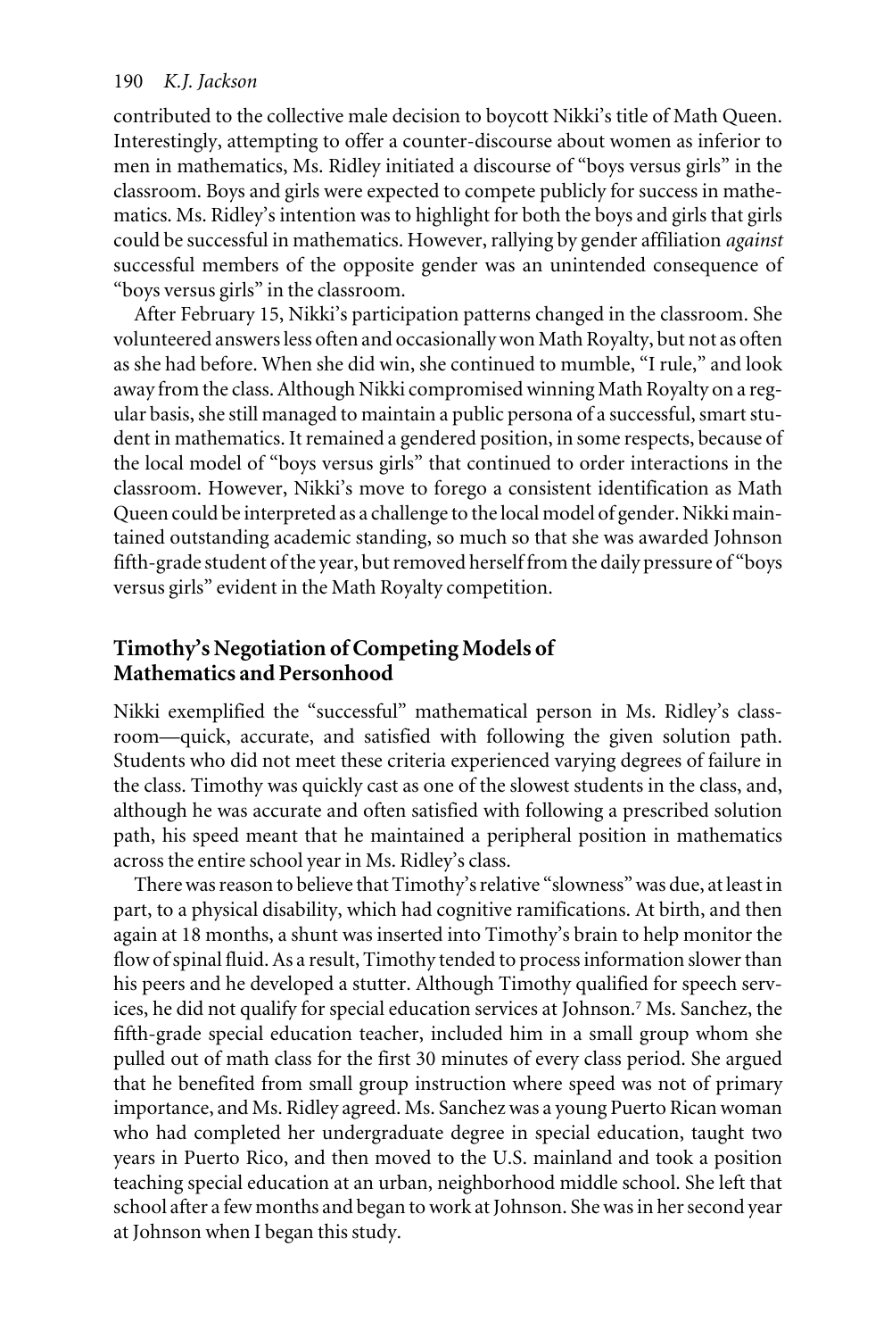contributed to the collective male decision to boycott Nikki's title of Math Queen. Interestingly, attempting to offer a counter-discourse about women as inferior to men in mathematics, Ms. Ridley initiated a discourse of "boys versus girls" in the classroom. Boys and girls were expected to compete publicly for success in mathematics. Ms. Ridley's intention was to highlight for both the boys and girls that girls could be successful in mathematics. However, rallying by gender affiliation *against* successful members of the opposite gender was an unintended consequence of "boys versus girls" in the classroom.

After February 15, Nikki's participation patterns changed in the classroom. She volunteered answers less often and occasionally won Math Royalty, but not as often as she had before. When she did win, she continued to mumble, "I rule," and look away from the class. Although Nikki compromised winning Math Royalty on a regular basis, she still managed to maintain a public persona of a successful, smart student in mathematics. It remained a gendered position, in some respects, because of the local model of "boys versus girls" that continued to order interactions in the classroom. However, Nikki's move to forego a consistent identification as Math Queen could be interpreted as a challenge to the local model of gender. Nikki maintained outstanding academic standing, so much so that she was awarded Johnson fifth-grade student of the year, but removed herself from the daily pressure of "boys versus girls" evident in the Math Royalty competition.

## Timothy's Negotiation of Competing Models of Mathematics and Personhood

Nikki exemplified the "successful" mathematical person in Ms. Ridley's classroom—quick, accurate, and satisfied with following the given solution path. Students who did not meet these criteria experienced varying degrees of failure in the class. Timothy was quickly cast as one of the slowest students in the class, and, although he was accurate and often satisfied with following a prescribed solution path, his speed meant that he maintained a peripheral position in mathematics across the entire school year in Ms. Ridley's class.

There was reason to believe that Timothy's relative "slowness" was due, at least in part, to a physical disability, which had cognitive ramifications. At birth, and then again at 18 months, a shunt was inserted into Timothy's brain to help monitor the flow of spinal fluid. As a result, Timothy tended to process information slower than his peers and he developed a stutter. Although Timothy qualified for speech services, he did not qualify for special education services at Johnson.[7] Ms. Sanchez, the fifth-grade special education teacher, included him in a small group whom she pulled out of math class for the first 30 minutes of every class period. She argued that he benefited from small group instruction where speed was not of primary importance, and Ms. Ridley agreed. Ms. Sanchez was a young Puerto Rican woman who had completed her undergraduate degree in special education, taught two years in Puerto Rico, and then moved to the U.S. mainland and took a position teaching special education at an urban, neighborhood middle school. She left that school after a few months and began to work at Johnson. She was in her second year at Johnson when I began this study.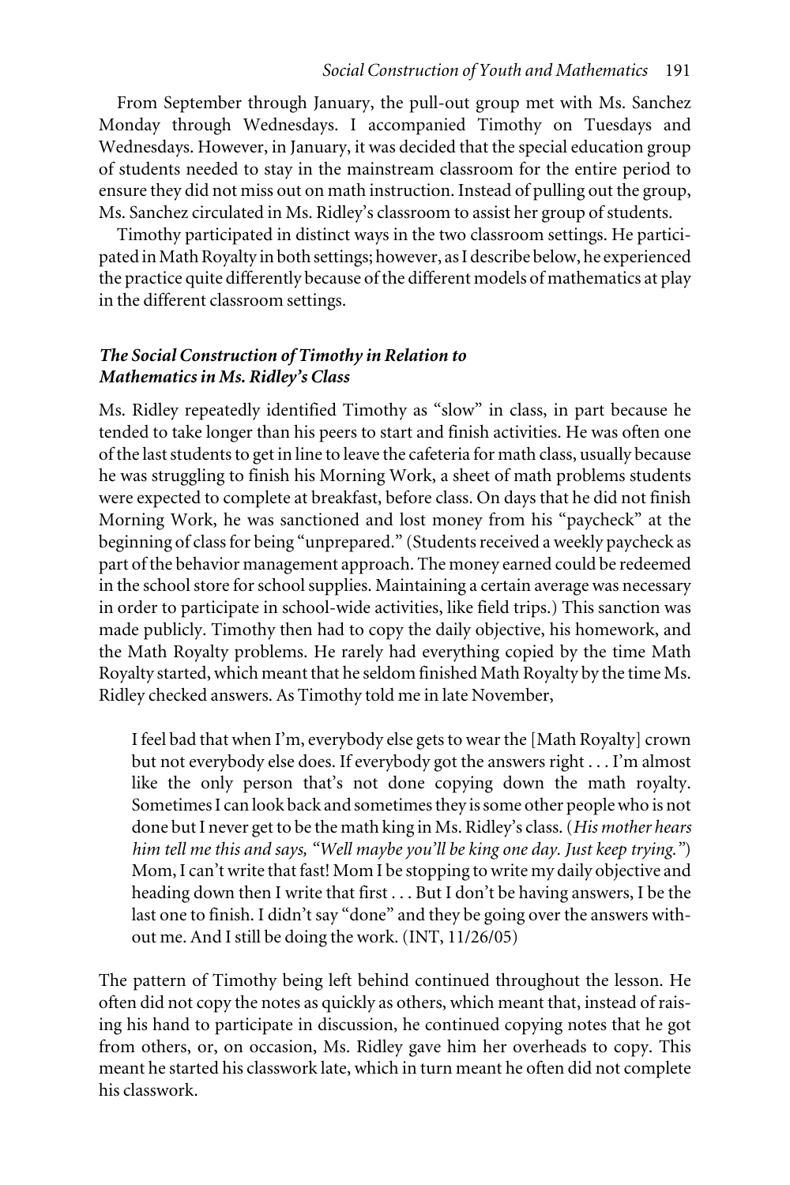From September through January, the pull-out group met with Ms. Sanchez Monday through Wednesdays. I accompanied Timothy on Tuesdays and Wednesdays. However, in January, it was decided that the special education group of students needed to stay in the mainstream classroom for the entire period to ensure they did not miss out on math instruction. Instead of pulling out the group, Ms. Sanchez circulated in Ms. Ridley's classroom to assist her group of students.

Timothy participated in distinct ways in the two classroom settings. He participated in Math Royalty in both settings; however, as I describe below, he experienced the practice quite differently because of the different models of mathematics at play in the different classroom settings.

### *The Social Construction of Timothy in Relation to Mathematics in Ms. Ridley's Class*

Ms. Ridley repeatedly identified Timothy as "slow" in class, in part because he tended to take longer than his peers to start and finish activities. He was often one of the last students to get in line to leave the cafeteria for math class, usually because he was struggling to finish his Morning Work, a sheet of math problems students were expected to complete at breakfast, before class. On days that he did not finish Morning Work, he was sanctioned and lost money from his "paycheck" at the beginning of class for being "unprepared." (Students received a weekly paycheck as part of the behavior management approach. The money earned could be redeemed in the school store for school supplies. Maintaining a certain average was necessary in order to participate in school-wide activities, like field trips.) This sanction was made publicly. Timothy then had to copy the daily objective, his homework, and the Math Royalty problems. He rarely had everything copied by the time Math Royalty started, which meant that he seldom finished Math Royalty by the time Ms. Ridley checked answers. As Timothy told me in late November,

> I feel bad that when I'm, everybody else gets to wear the [Math Royalty] crown but not everybody else does. If everybody got the answers right . . . I'm almost like the only person that's not done copying down the math royalty. Sometimes I can look back and sometimes they is some other people who is not done but I never get to be the math king in Ms. Ridley's class. (*His mother hears him tell me this and says, "Well maybe you'll be king one day. Just keep trying."*) Mom, I can't write that fast! Mom I be stopping to write my daily objective and heading down then I write that first . . . But I don't be having answers, I be the last one to finish. I didn't say "done" and they be going over the answers without me. And I still be doing the work. (INT, 11/26/05)

The pattern of Timothy being left behind continued throughout the lesson. He often did not copy the notes as quickly as others, which meant that, instead of raising his hand to participate in discussion, he continued copying notes that he got from others, or, on occasion, Ms. Ridley gave him her overheads to copy. This meant he started his classwork late, which in turn meant he often did not complete his classwork.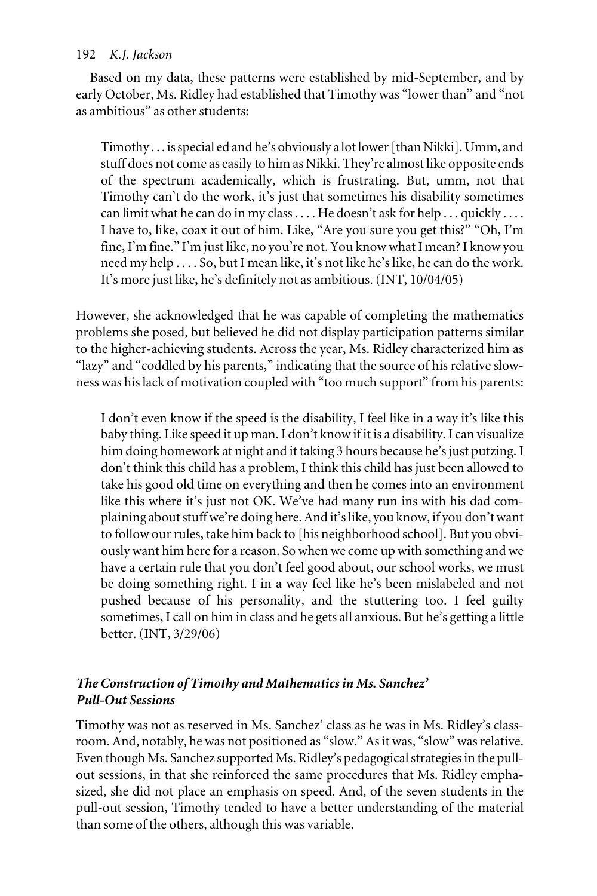Based on my data, these patterns were established by mid-September, and by early October, Ms. Ridley had established that Timothy was "lower than" and "not as ambitious" as other students:

> Timothy . . . is special ed and he's obviously a lot lower [than Nikki]. Umm, and stuff does not come as easily to him as Nikki. They're almost like opposite ends of the spectrum academically, which is frustrating. But, umm, not that Timothy can't do the work, it's just that sometimes his disability sometimes can limit what he can do in my class . . . . He doesn't ask for help . . . quickly . . . . I have to, like, coax it out of him. Like, "Are you sure you get this?" "Oh, I'm fine, I'm fine." I'm just like, no you're not. You know what I mean? I know you need my help . . . . So, but I mean like, it's not like he's like, he can do the work. It's more just like, he's definitely not as ambitious. (INT, 10/04/05)

However, she acknowledged that he was capable of completing the mathematics problems she posed, but believed he did not display participation patterns similar to the higher-achieving students. Across the year, Ms. Ridley characterized him as "lazy" and "coddled by his parents," indicating that the source of his relative slowness was his lack of motivation coupled with "too much support" from his parents:

> I don't even know if the speed is the disability, I feel like in a way it's like this baby thing. Like speed it up man. I don't know if it is a disability. I can visualize him doing homework at night and it taking 3 hours because he's just putzing. I don't think this child has a problem, I think this child has just been allowed to take his good old time on everything and then he comes into an environment like this where it's just not OK. We've had many run ins with his dad complaining about stuff we're doing here. And it's like, you know, if you don't want to follow our rules, take him back to [his neighborhood school]. But you obviously want him here for a reason. So when we come up with something and we have a certain rule that you don't feel good about, our school works, we must be doing something right. I in a way feel like he's been mislabeled and not pushed because of his personality, and the stuttering too. I feel guilty sometimes, I call on him in class and he gets all anxious. But he's getting a little better. (INT, 3/29/06)

### *The Construction of Timothy and Mathematics in Ms. Sanchez' Pull-Out Sessions*

Timothy was not as reserved in Ms. Sanchez' class as he was in Ms. Ridley's classroom. And, notably, he was not positioned as "slow." As it was, "slow" was relative. Even though Ms. Sanchez supported Ms. Ridley's pedagogical strategies in the pull-out sessions, in that she reinforced the same procedures that Ms. Ridley emphasized, she did not place an emphasis on speed. And, of the seven students in the pull-out session, Timothy tended to have a better understanding of the material than some of the others, although this was variable.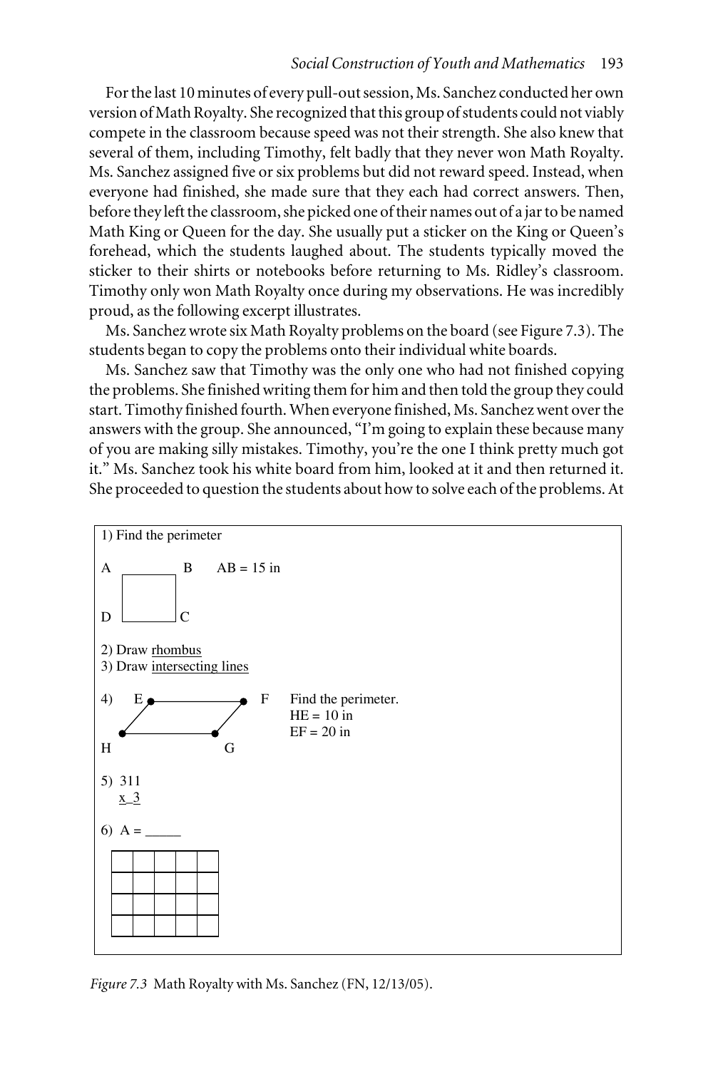For the last 10 minutes of every pull-out session, Ms. Sanchez conducted her own version of Math Royalty. She recognized that this group of students could not viably compete in the classroom because speed was not their strength. She also knew that several of them, including Timothy, felt badly that they never won Math Royalty. Ms. Sanchez assigned five or six problems but did not reward speed. Instead, when everyone had finished, she made sure that they each had correct answers. Then, before they left the classroom, she picked one of their names out of a jar to be named Math King or Queen for the day. She usually put a sticker on the King or Queen's forehead, which the students laughed about. The students typically moved the sticker to their shirts or notebooks before returning to Ms. Ridley's classroom. Timothy only won Math Royalty once during my observations. He was incredibly proud, as the following excerpt illustrates.

Ms. Sanchez wrote six Math Royalty problems on the board (see Figure 7.3). The students began to copy the problems onto their individual white boards.

Ms. Sanchez saw that Timothy was the only one who had not finished copying the problems. She finished writing them for him and then told the group they could start. Timothy finished fourth. When everyone finished, Ms. Sanchez went over the answers with the group. She announced, "I'm going to explain these because many of you are making silly mistakes. Timothy, you're the one I think pretty much got it." Ms. Sanchez took his white board from him, looked at it and then returned it. She proceeded to question the students about how to solve each of the problems. At

1) Find the perimeter

A B AB = 15 in

D C

2) Draw rhombus

3) Draw intersecting lines

4) E F Find the perimeter.
HE = 10 in
EF = 20 in

H G

5) 311
x 3

6) A = _____

*Figure 7.3* Math Royalty with Ms. Sanchez (FN, 12/13/05).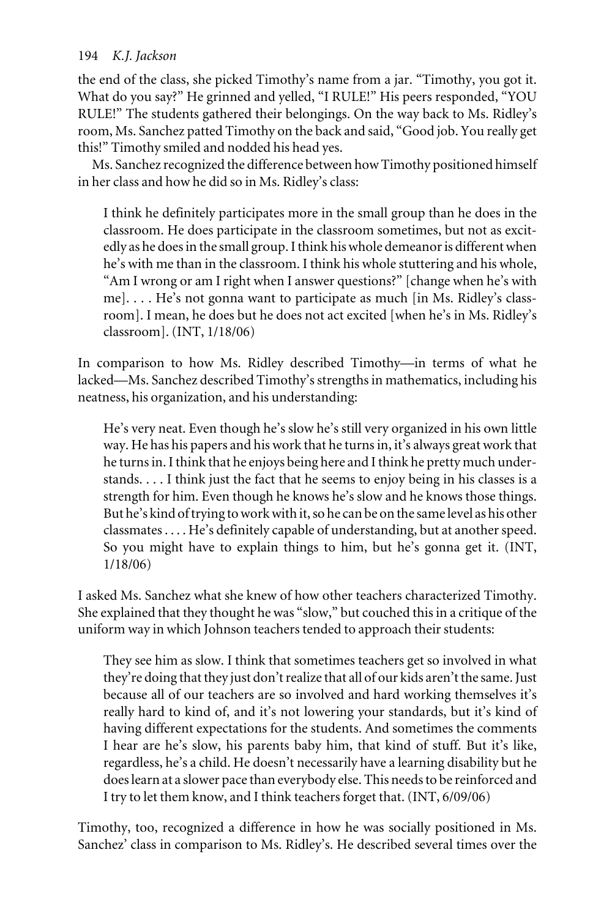the end of the class, she picked Timothy's name from a jar. "Timothy, you got it. What do you say?" He grinned and yelled, "I RULE!" His peers responded, "YOU RULE!" The students gathered their belongings. On the way back to Ms. Ridley's room, Ms. Sanchez patted Timothy on the back and said, "Good job. You really get this!" Timothy smiled and nodded his head yes.

Ms. Sanchez recognized the difference between how Timothy positioned himself in her class and how he did so in Ms. Ridley's class:

> I think he definitely participates more in the small group than he does in the classroom. He does participate in the classroom sometimes, but not as excitedly as he does in the small group. I think his whole demeanor is different when he's with me than in the classroom. I think his whole stuttering and his whole, "Am I wrong or am I right when I answer questions?" [change when he's with me]. . . . He's not gonna want to participate as much [in Ms. Ridley's classroom]. I mean, he does but he does not act excited [when he's in Ms. Ridley's classroom]. (INT, 1/18/06)

In comparison to how Ms. Ridley described Timothy—in terms of what he lacked—Ms. Sanchez described Timothy's strengths in mathematics, including his neatness, his organization, and his understanding:

> He's very neat. Even though he's slow he's still very organized in his own little way. He has his papers and his work that he turns in, it's always great work that he turns in. I think that he enjoys being here and I think he pretty much understands. . . . I think just the fact that he seems to enjoy being in his classes is a strength for him. Even though he knows he's slow and he knows those things. But he's kind of trying to work with it, so he can be on the same level as his other classmates . . . . He's definitely capable of understanding, but at another speed. So you might have to explain things to him, but he's gonna get it. (INT, 1/18/06)

I asked Ms. Sanchez what she knew of how other teachers characterized Timothy. She explained that they thought he was "slow," but couched this in a critique of the uniform way in which Johnson teachers tended to approach their students:

> They see him as slow. I think that sometimes teachers get so involved in what they're doing that they just don't realize that all of our kids aren't the same. Just because all of our teachers are so involved and hard working themselves it's really hard to kind of, and it's not lowering your standards, but it's kind of having different expectations for the students. And sometimes the comments I hear are he's slow, his parents baby him, that kind of stuff. But it's like, regardless, he's a child. He doesn't necessarily have a learning disability but he does learn at a slower pace than everybody else. This needs to be reinforced and I try to let them know, and I think teachers forget that. (INT, 6/09/06)

Timothy, too, recognized a difference in how he was socially positioned in Ms. Sanchez' class in comparison to Ms. Ridley's. He described several times over the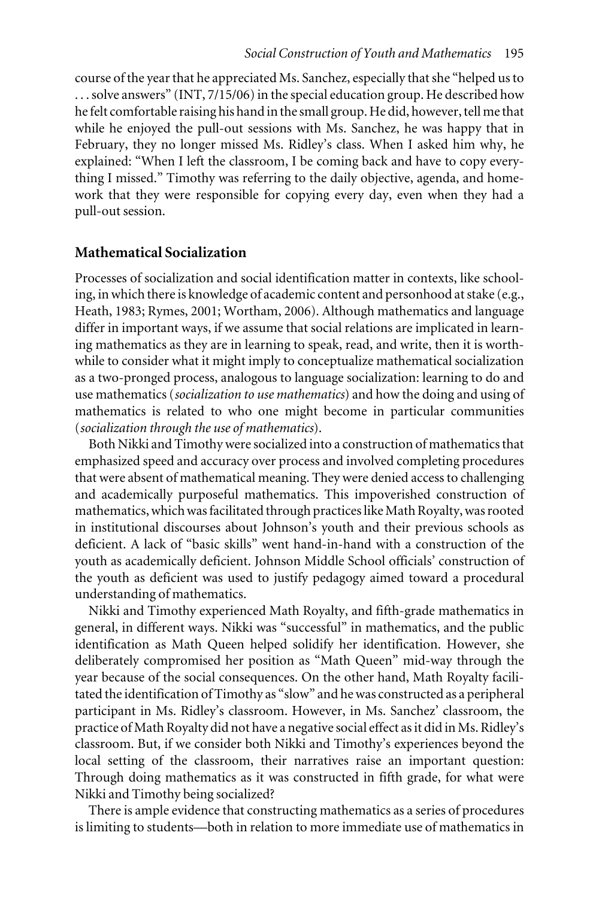course of the year that he appreciated Ms. Sanchez, especially that she "helped us to . . . solve answers" (INT, 7/15/06) in the special education group. He described how he felt comfortable raising his hand in the small group. He did, however, tell me that while he enjoyed the pull-out sessions with Ms. Sanchez, he was happy that in February, they no longer missed Ms. Ridley's class. When I asked him why, he explained: "When I left the classroom, I be coming back and have to copy everything I missed." Timothy was referring to the daily objective, agenda, and homework that they were responsible for copying every day, even when they had a pull-out session.

## Mathematical Socialization

Processes of socialization and social identification matter in contexts, like schooling, in which there is knowledge of academic content and personhood at stake (e.g., Heath, 1983; Rymes, 2001; Wortham, 2006). Although mathematics and language differ in important ways, if we assume that social relations are implicated in learning mathematics as they are in learning to speak, read, and write, then it is worthwhile to consider what it might imply to conceptualize mathematical socialization as a two-pronged process, analogous to language socialization: learning to do and use mathematics (*socialization to use mathematics*) and how the doing and using of mathematics is related to who one might become in particular communities (*socialization through the use of mathematics*).

Both Nikki and Timothy were socialized into a construction of mathematics that emphasized speed and accuracy over process and involved completing procedures that were absent of mathematical meaning. They were denied access to challenging and academically purposeful mathematics. This impoverished construction of mathematics, which was facilitated through practices like Math Royalty, was rooted in institutional discourses about Johnson's youth and their previous schools as deficient. A lack of "basic skills" went hand-in-hand with a construction of the youth as academically deficient. Johnson Middle School officials' construction of the youth as deficient was used to justify pedagogy aimed toward a procedural understanding of mathematics.

Nikki and Timothy experienced Math Royalty, and fifth-grade mathematics in general, in different ways. Nikki was "successful" in mathematics, and the public identification as Math Queen helped solidify her identification. However, she deliberately compromised her position as "Math Queen" mid-way through the year because of the social consequences. On the other hand, Math Royalty facilitated the identification of Timothy as "slow" and he was constructed as a peripheral participant in Ms. Ridley's classroom. However, in Ms. Sanchez' classroom, the practice of Math Royalty did not have a negative social effect as it did in Ms. Ridley's classroom. But, if we consider both Nikki and Timothy's experiences beyond the local setting of the classroom, their narratives raise an important question: Through doing mathematics as it was constructed in fifth grade, for what were Nikki and Timothy being socialized?

There is ample evidence that constructing mathematics as a series of procedures is limiting to students—both in relation to more immediate use of mathematics in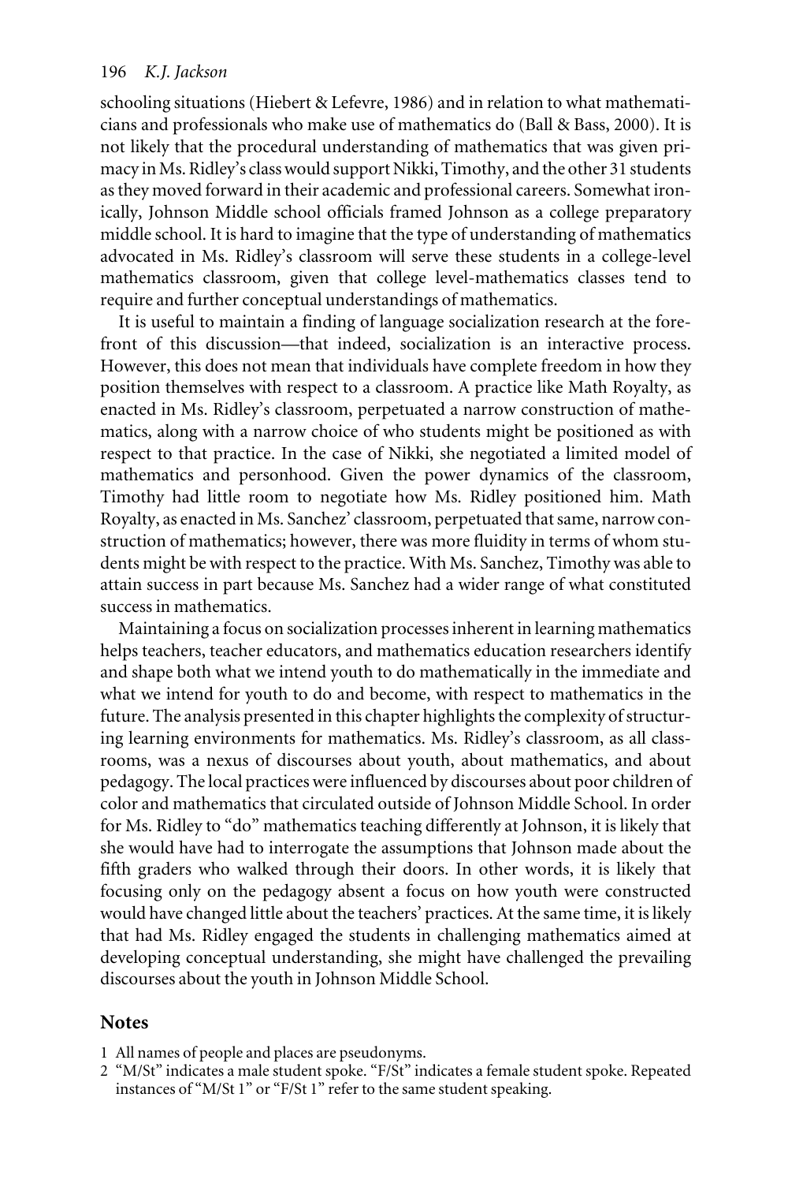schooling situations (Hiebert & Lefevre, 1986) and in relation to what mathematicians and professionals who make use of mathematics do (Ball & Bass, 2000). It is not likely that the procedural understanding of mathematics that was given primacy in Ms. Ridley's class would support Nikki, Timothy, and the other 31 students as they moved forward in their academic and professional careers. Somewhat ironically, Johnson Middle school officials framed Johnson as a college preparatory middle school. It is hard to imagine that the type of understanding of mathematics advocated in Ms. Ridley's classroom will serve these students in a college-level mathematics classroom, given that college level-mathematics classes tend to require and further conceptual understandings of mathematics.

It is useful to maintain a finding of language socialization research at the forefront of this discussion—that indeed, socialization is an interactive process. However, this does not mean that individuals have complete freedom in how they position themselves with respect to a classroom. A practice like Math Royalty, as enacted in Ms. Ridley's classroom, perpetuated a narrow construction of mathematics, along with a narrow choice of who students might be positioned as with respect to that practice. In the case of Nikki, she negotiated a limited model of mathematics and personhood. Given the power dynamics of the classroom, Timothy had little room to negotiate how Ms. Ridley positioned him. Math Royalty, as enacted in Ms. Sanchez' classroom, perpetuated that same, narrow construction of mathematics; however, there was more fluidity in terms of whom students might be with respect to the practice. With Ms. Sanchez, Timothy was able to attain success in part because Ms. Sanchez had a wider range of what constituted success in mathematics.

Maintaining a focus on socialization processes inherent in learning mathematics helps teachers, teacher educators, and mathematics education researchers identify and shape both what we intend youth to do mathematically in the immediate and what we intend for youth to do and become, with respect to mathematics in the future. The analysis presented in this chapter highlights the complexity of structuring learning environments for mathematics. Ms. Ridley's classroom, as all classrooms, was a nexus of discourses about youth, about mathematics, and about pedagogy. The local practices were influenced by discourses about poor children of color and mathematics that circulated outside of Johnson Middle School. In order for Ms. Ridley to "do" mathematics teaching differently at Johnson, it is likely that she would have had to interrogate the assumptions that Johnson made about the fifth graders who walked through their doors. In other words, it is likely that focusing only on the pedagogy absent a focus on how youth were constructed would have changed little about the teachers' practices. At the same time, it is likely that had Ms. Ridley engaged the students in challenging mathematics aimed at developing conceptual understanding, she might have challenged the prevailing discourses about the youth in Johnson Middle School.

## Notes

1 All names of people and places are pseudonyms.

2 "M/St" indicates a male student spoke. "F/St" indicates a female student spoke. Repeated instances of "M/St 1" or "F/St 1" refer to the same student speaking.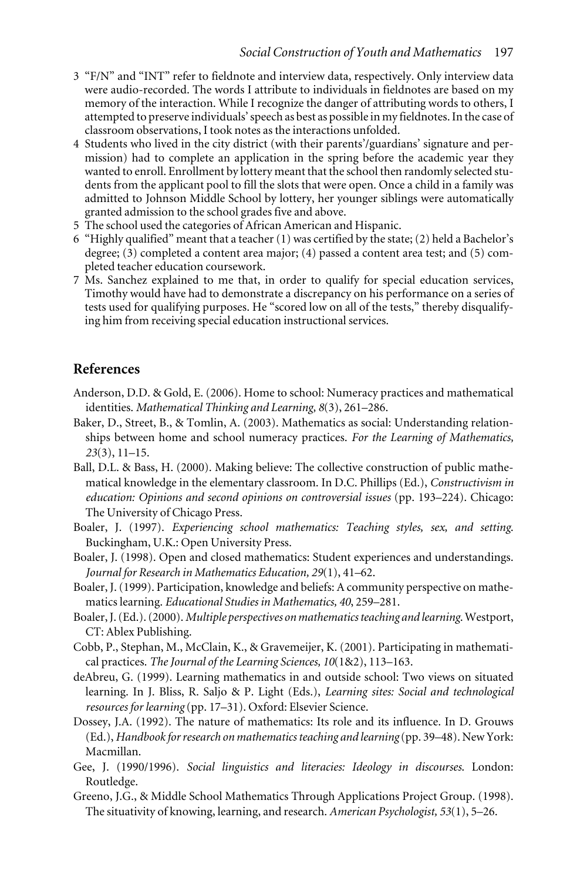3 "F/N" and "INT" refer to fieldnote and interview data, respectively. Only interview data were audio-recorded. The words I attribute to individuals in fieldnotes are based on my memory of the interaction. While I recognize the danger of attributing words to others, I attempted to preserve individuals' speech as best as possible in my fieldnotes. In the case of classroom observations, I took notes as the interactions unfolded.
4 Students who lived in the city district (with their parents'/guardians' signature and permission) had to complete an application in the spring before the academic year they wanted to enroll. Enrollment by lottery meant that the school then randomly selected students from the applicant pool to fill the slots that were open. Once a child in a family was admitted to Johnson Middle School by lottery, her younger siblings were automatically granted admission to the school grades five and above.
5 The school used the categories of African American and Hispanic.
6 "Highly qualified" meant that a teacher (1) was certified by the state; (2) held a Bachelor's degree; (3) completed a content area major; (4) passed a content area test; and (5) completed teacher education coursework.
7 Ms. Sanchez explained to me that, in order to qualify for special education services, Timothy would have had to demonstrate a discrepancy on his performance on a series of tests used for qualifying purposes. He "scored low on all of the tests," thereby disqualifying him from receiving special education instructional services.

## References

Anderson, D.D. & Gold, E. (2006). Home to school: Numeracy practices and mathematical identities. *Mathematical Thinking and Learning, 8*(3), 261–286.

Baker, D., Street, B., & Tomlin, A. (2003). Mathematics as social: Understanding relationships between home and school numeracy practices. *For the Learning of Mathematics, 23*(3), 11–15.

Ball, D.L. & Bass, H. (2000). Making believe: The collective construction of public mathematical knowledge in the elementary classroom. In D.C. Phillips (Ed.), *Constructivism in education: Opinions and second opinions on controversial issues* (pp. 193–224). Chicago: The University of Chicago Press.

Boaler, J. (1997). *Experiencing school mathematics: Teaching styles, sex, and setting.* Buckingham, U.K.: Open University Press.

Boaler, J. (1998). Open and closed mathematics: Student experiences and understandings. *Journal for Research in Mathematics Education, 29*(1), 41–62.

Boaler, J. (1999). Participation, knowledge and beliefs: A community perspective on mathematics learning. *Educational Studies in Mathematics, 40*, 259–281.

Boaler, J. (Ed.). (2000). *Multiple perspectives on mathematics teaching and learning.* Westport, CT: Ablex Publishing.

Cobb, P., Stephan, M., McClain, K., & Gravemeijer, K. (2001). Participating in mathematical practices. *The Journal of the Learning Sciences, 10*(1&2), 113–163.

deAbreu, G. (1999). Learning mathematics in and outside school: Two views on situated learning. In J. Bliss, R. Saljo & P. Light (Eds.), *Learning sites: Social and technological resources for learning* (pp. 17–31). Oxford: Elsevier Science.

Dossey, J.A. (1992). The nature of mathematics: Its role and its influence. In D. Grouws (Ed.), *Handbook for research on mathematics teaching and learning* (pp. 39–48). New York: Macmillan.

Gee, J. (1990/1996). *Social linguistics and literacies: Ideology in discourses.* London: Routledge.

Greeno, J.G., & Middle School Mathematics Through Applications Project Group. (1998). The situativity of knowing, learning, and research. *American Psychologist, 53*(1), 5–26.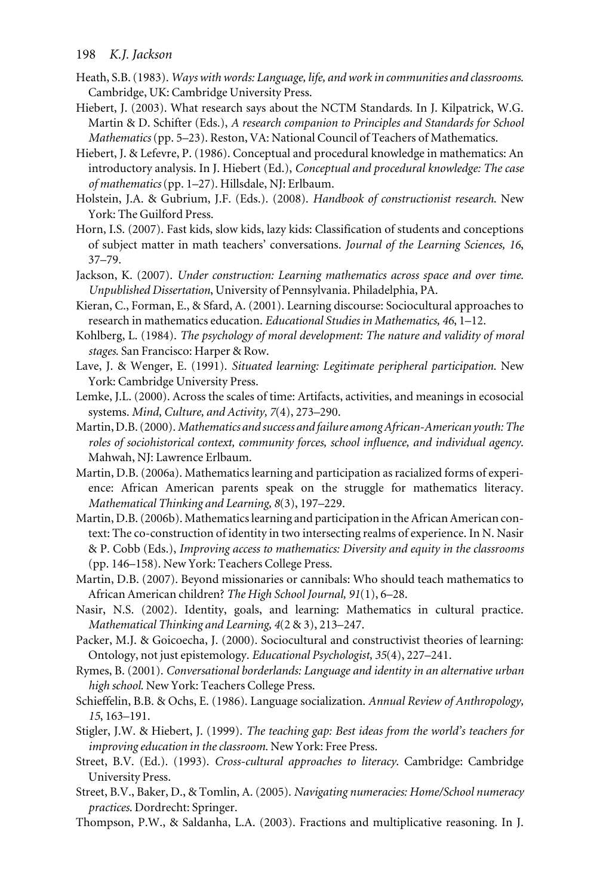Heath, S.B. (1983). *Ways with words: Language, life, and work in communities and classrooms*. Cambridge, UK: Cambridge University Press.

Hiebert, J. (2003). What research says about the NCTM Standards. In J. Kilpatrick, W.G. Martin & D. Schifter (Eds.), *A research companion to Principles and Standards for School Mathematics* (pp. 5–23). Reston, VA: National Council of Teachers of Mathematics.

Hiebert, J. & Lefevre, P. (1986). Conceptual and procedural knowledge in mathematics: An introductory analysis. In J. Hiebert (Ed.), *Conceptual and procedural knowledge: The case of mathematics* (pp. 1–27). Hillsdale, NJ: Erlbaum.

Holstein, J.A. & Gubrium, J.F. (Eds.). (2008). *Handbook of constructionist research*. New York: The Guilford Press.

Horn, I.S. (2007). Fast kids, slow kids, lazy kids: Classification of students and conceptions of subject matter in math teachers' conversations. *Journal of the Learning Sciences, 16*, 37–79.

Jackson, K. (2007). *Under construction: Learning mathematics across space and over time. Unpublished Dissertation*, University of Pennsylvania. Philadelphia, PA.

Kieran, C., Forman, E., & Sfard, A. (2001). Learning discourse: Sociocultural approaches to research in mathematics education. *Educational Studies in Mathematics, 46*, 1–12.

Kohlberg, L. (1984). *The psychology of moral development: The nature and validity of moral stages*. San Francisco: Harper & Row.

Lave, J. & Wenger, E. (1991). *Situated learning: Legitimate peripheral participation*. New York: Cambridge University Press.

Lemke, J.L. (2000). Across the scales of time: Artifacts, activities, and meanings in ecosocial systems. *Mind, Culture, and Activity, 7*(4), 273–290.

Martin, D.B. (2000). *Mathematics and success and failure among African-American youth: The roles of sociohistorical context, community forces, school influence, and individual agency*. Mahwah, NJ: Lawrence Erlbaum.

Martin, D.B. (2006a). Mathematics learning and participation as racialized forms of experience: African American parents speak on the struggle for mathematics literacy. *Mathematical Thinking and Learning, 8*(3), 197–229.

Martin, D.B. (2006b). Mathematics learning and participation in the African American context: The co-construction of identity in two intersecting realms of experience. In N. Nasir & P. Cobb (Eds.), *Improving access to mathematics: Diversity and equity in the classrooms* (pp. 146–158). New York: Teachers College Press.

Martin, D.B. (2007). Beyond missionaries or cannibals: Who should teach mathematics to African American children? *The High School Journal, 91*(1), 6–28.

Nasir, N.S. (2002). Identity, goals, and learning: Mathematics in cultural practice. *Mathematical Thinking and Learning, 4*(2 & 3), 213–247.

Packer, M.J. & Goicoecha, J. (2000). Sociocultural and constructivist theories of learning: Ontology, not just epistemology. *Educational Psychologist, 35*(4), 227–241.

Rymes, B. (2001). *Conversational borderlands: Language and identity in an alternative urban high school*. New York: Teachers College Press.

Schieffelin, B.B. & Ochs, E. (1986). Language socialization. *Annual Review of Anthropology, 15*, 163–191.

Stigler, J.W. & Hiebert, J. (1999). *The teaching gap: Best ideas from the world's teachers for improving education in the classroom*. New York: Free Press.

Street, B.V. (Ed.). (1993). *Cross-cultural approaches to literacy*. Cambridge: Cambridge University Press.

Street, B.V., Baker, D., & Tomlin, A. (2005). *Navigating numeracies: Home/School numeracy practices*. Dordrecht: Springer.

Thompson, P.W., & Saldanha, L.A. (2003). Fractions and multiplicative reasoning. In J.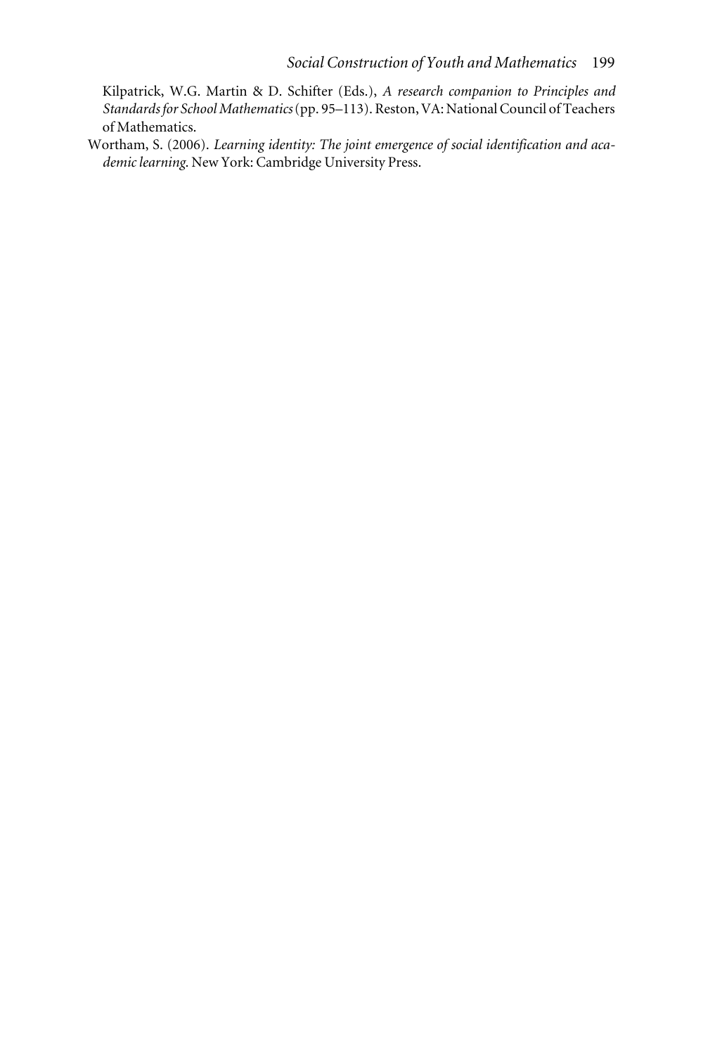Kilpatrick, W.G. Martin & D. Schifter (Eds.), *A research companion to Principles and Standards for School Mathematics* (pp. 95–113). Reston, VA: National Council of Teachers of Mathematics.

Wortham, S. (2006). *Learning identity: The joint emergence of social identification and academic learning*. New York: Cambridge University Press.